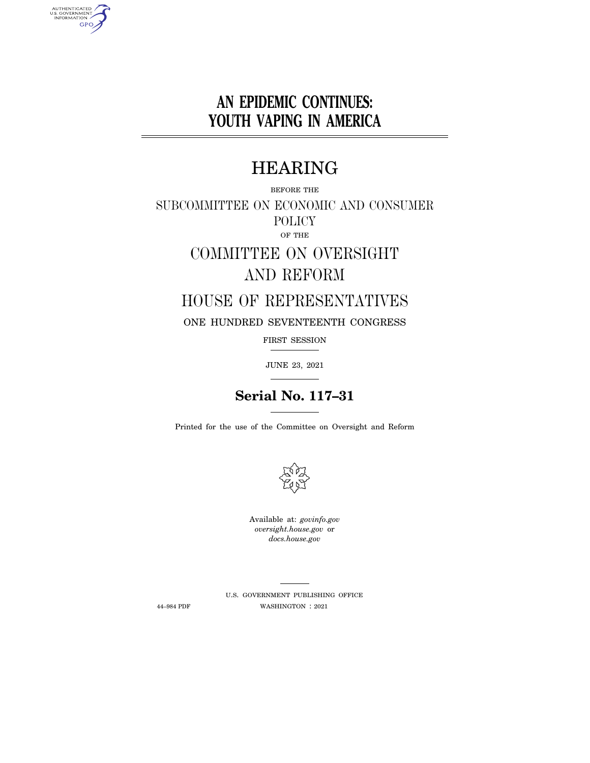# AN EPIDEMIC CONTINUES: YOUTH VAPING IN AMERICA

# HEARING

BEFORE THE

SUBCOMMITTEE ON ECONOMIC AND CONSUMER POLICY

OF THE

COMMITTEE ON OVERSIGHT AND REFORM

HOUSE OF REPRESENTATIVES

ONE HUNDRED SEVENTEENTH CONGRESS

FIRST SESSION

JUNE 23, 2021

**Serial No. 117–31**

Printed for the use of the Committee on Oversight and Reform

Available at: *govinfo.gov*
*oversight.house.gov* or
*docs.house.gov*

U.S. GOVERNMENT PUBLISHING OFFICE

44–984 PDF WASHINGTON : 2021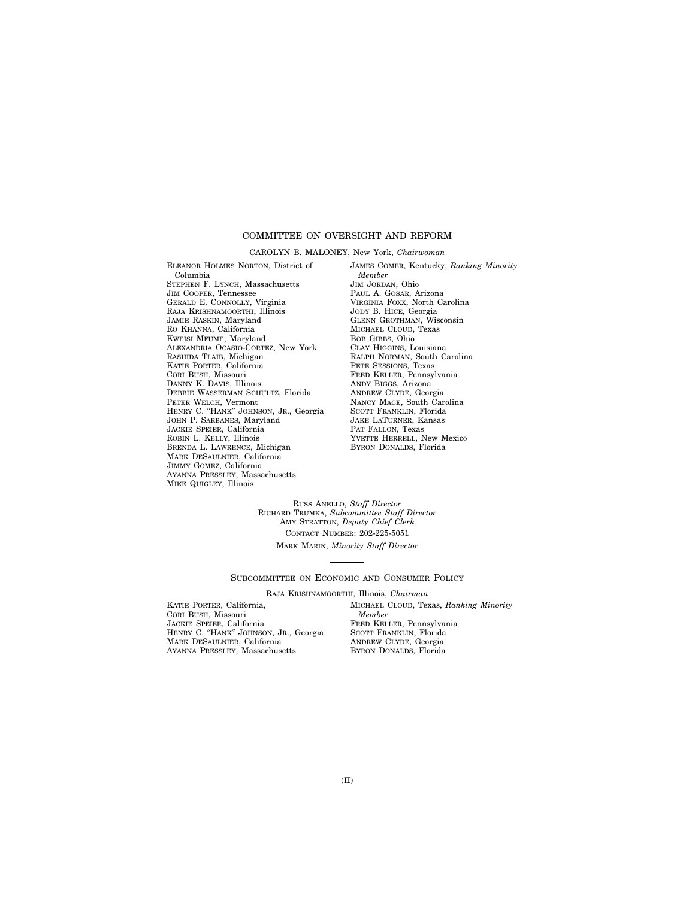## COMMITTEE ON OVERSIGHT AND REFORM

CAROLYN B. MALONEY, New York, *Chairwoman*

ELEANOR HOLMES NORTON, District of Columbia
STEPHEN F. LYNCH, Massachusetts
JIM COOPER, Tennessee
GERALD E. CONNOLLY, Virginia
RAJA KRISHNAMOORTHI, Illinois
JAMIE RASKIN, Maryland
RO KHANNA, California
KWEISI MFUME, Maryland
ALEXANDRIA OCASIO-CORTEZ, New York
RASHIDA TLAIB, Michigan
KATIE PORTER, California
CORI BUSH, Missouri
DANNY K. DAVIS, Illinois
DEBBIE WASSERMAN SCHULTZ, Florida
PETER WELCH, Vermont
HENRY C. "HANK" JOHNSON, JR., Georgia
JOHN P. SARBANES, Maryland
JACKIE SPEIER, California
ROBIN L. KELLY, Illinois
BRENDA L. LAWRENCE, Michigan
MARK DESAULNIER, California
JIMMY GOMEZ, California
AYANNA PRESSLEY, Massachusetts
MIKE QUIGLEY, Illinois

JAMES COMER, Kentucky, *Ranking Minority Member*
JIM JORDAN, Ohio
PAUL A. GOSAR, Arizona
VIRGINIA FOXX, North Carolina
JODY B. HICE, Georgia
GLENN GROTHMAN, Wisconsin
MICHAEL CLOUD, Texas
BOB GIBBS, Ohio
CLAY HIGGINS, Louisiana
RALPH NORMAN, South Carolina
PETE SESSIONS, Texas
FRED KELLER, Pennsylvania
ANDY BIGGS, Arizona
ANDREW CLYDE, Georgia
NANCY MACE, South Carolina
SCOTT FRANKLIN, Florida
JAKE LATURNER, Kansas
PAT FALLON, Texas
YVETTE HERRELL, New Mexico
BYRON DONALDS, Florida

RUSS ANELLO, *Staff Director*
RICHARD TRUMKA, *Subcommittee Staff Director*
AMY STRATTON, *Deputy Chief Clerk*
CONTACT NUMBER: 202-225-5051
MARK MARIN, *Minority Staff Director*

---

### SUBCOMMITTEE ON ECONOMIC AND CONSUMER POLICY

RAJA KRISHNAMOORTHI, Illinois, *Chairman*

KATIE PORTER, California,
CORI BUSH, Missouri
JACKIE SPEIER, California
HENRY C. "HANK" JOHNSON, JR., Georgia
MARK DESAULNIER, California
AYANNA PRESSLEY, Massachusetts

MICHAEL CLOUD, Texas, *Ranking Minority Member*
FRED KELLER, Pennsylvania
SCOTT FRANKLIN, Florida
ANDREW CLYDE, Georgia
BYRON DONALDS, Florida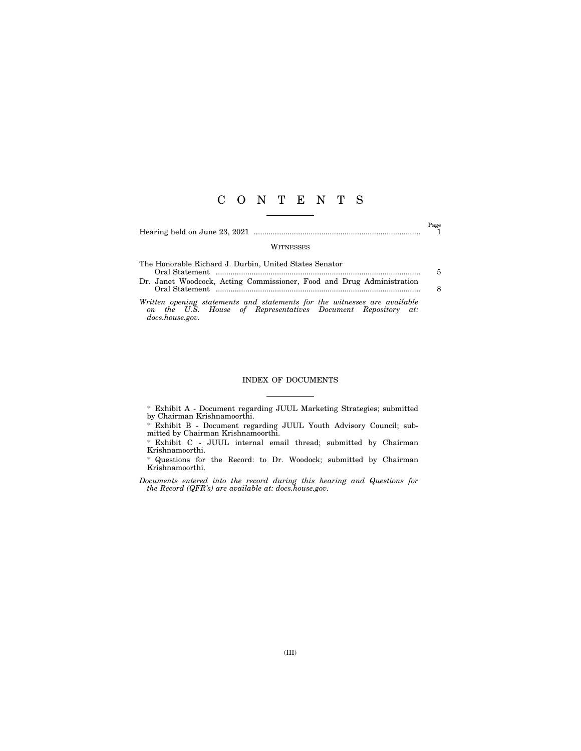# C O N T E N T S

| | Page |
|---|---|
| Hearing held on June 23, 2021 | 1 |

## WITNESSES

| | |
|---|---|
| The Honorable Richard J. Durbin, United States Senator | |
| Oral Statement | 5 |
| Dr. Janet Woodcock, Acting Commissioner, Food and Drug Administration | |
| Oral Statement | 8 |

*Written opening statements and statements for the witnesses are available on the U.S. House of Representatives Document Repository at: docs.house.gov.*

## INDEX OF DOCUMENTS

\* Exhibit A - Document regarding JUUL Marketing Strategies; submitted by Chairman Krishnamoorthi.

\* Exhibit B - Document regarding JUUL Youth Advisory Council; submitted by Chairman Krishnamoorthi.

\* Exhibit C - JUUL internal email thread; submitted by Chairman Krishnamoorthi.

\* Questions for the Record: to Dr. Woodock; submitted by Chairman Krishnamoorthi.

*Documents entered into the record during this hearing and Questions for the Record (QFR's) are available at: docs.house.gov.*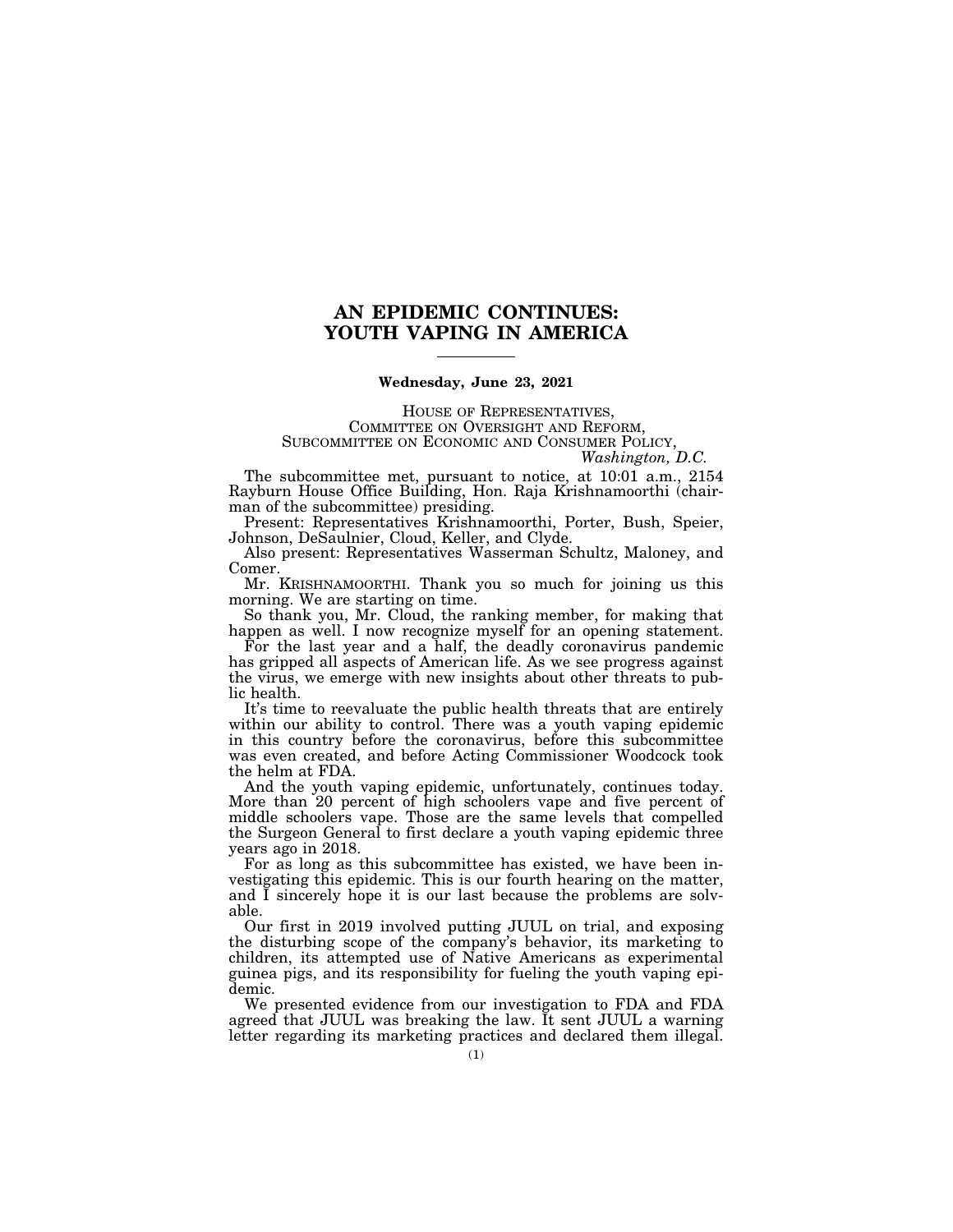# AN EPIDEMIC CONTINUES: YOUTH VAPING IN AMERICA

**Wednesday, June 23, 2021**

HOUSE OF REPRESENTATIVES,
COMMITTEE ON OVERSIGHT AND REFORM,
SUBCOMMITTEE ON ECONOMIC AND CONSUMER POLICY,
*Washington, D.C.*

The subcommittee met, pursuant to notice, at 10:01 a.m., 2154 Rayburn House Office Building, Hon. Raja Krishnamoorthi (chairman of the subcommittee) presiding.

Present: Representatives Krishnamoorthi, Porter, Bush, Speier, Johnson, DeSaulnier, Cloud, Keller, and Clyde.

Also present: Representatives Wasserman Schultz, Maloney, and Comer.

Mr. KRISHNAMOORTHI. Thank you so much for joining us this morning. We are starting on time.

So thank you, Mr. Cloud, the ranking member, for making that happen as well. I now recognize myself for an opening statement.

For the last year and a half, the deadly coronavirus pandemic has gripped all aspects of American life. As we see progress against the virus, we emerge with new insights about other threats to public health.

It's time to reevaluate the public health threats that are entirely within our ability to control. There was a youth vaping epidemic in this country before the coronavirus, before this subcommittee was even created, and before Acting Commissioner Woodcock took the helm at FDA.

And the youth vaping epidemic, unfortunately, continues today. More than 20 percent of high schoolers vape and five percent of middle schoolers vape. Those are the same levels that compelled the Surgeon General to first declare a youth vaping epidemic three years ago in 2018.

For as long as this subcommittee has existed, we have been investigating this epidemic. This is our fourth hearing on the matter, and I sincerely hope it is our last because the problems are solvable.

Our first in 2019 involved putting JUUL on trial, and exposing the disturbing scope of the company's behavior, its marketing to children, its attempted use of Native Americans as experimental guinea pigs, and its responsibility for fueling the youth vaping epidemic.

We presented evidence from our investigation to FDA and FDA agreed that JUUL was breaking the law. It sent JUUL a warning letter regarding its marketing practices and declared them illegal.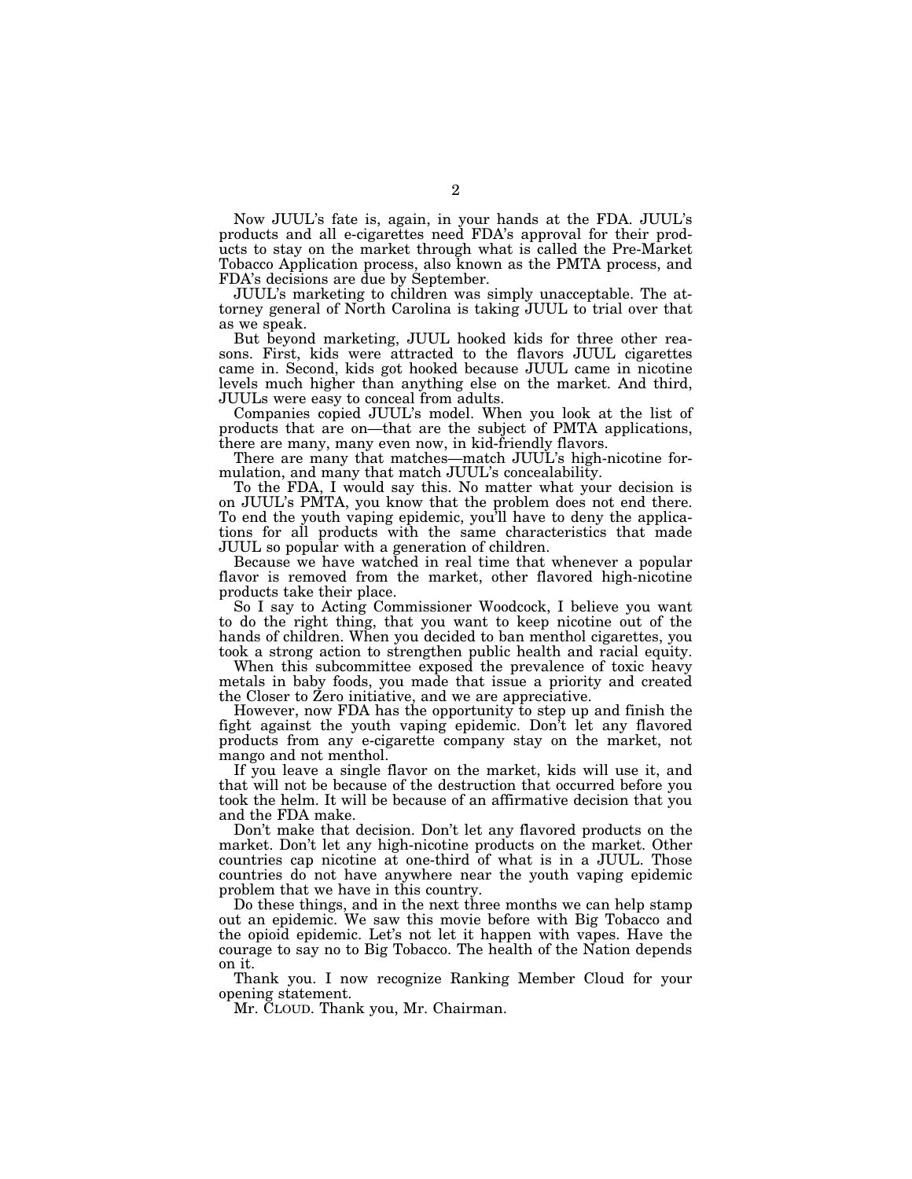Now JUUL's fate is, again, in your hands at the FDA. JUUL's products and all e-cigarettes need FDA's approval for their products to stay on the market through what is called the Pre-Market Tobacco Application process, also known as the PMTA process, and FDA's decisions are due by September.

JUUL's marketing to children was simply unacceptable. The attorney general of North Carolina is taking JUUL to trial over that as we speak.

But beyond marketing, JUUL hooked kids for three other reasons. First, kids were attracted to the flavors JUUL cigarettes came in. Second, kids got hooked because JUUL came in nicotine levels much higher than anything else on the market. And third, JUULs were easy to conceal from adults.

Companies copied JUUL's model. When you look at the list of products that are on—that are the subject of PMTA applications, there are many, many even now, in kid-friendly flavors.

There are many that matches—match JUUL's high-nicotine formulation, and many that match JUUL's concealability.

To the FDA, I would say this. No matter what your decision is on JUUL's PMTA, you know that the problem does not end there. To end the youth vaping epidemic, you'll have to deny the applications for all products with the same characteristics that made JUUL so popular with a generation of children.

Because we have watched in real time that whenever a popular flavor is removed from the market, other flavored high-nicotine products take their place.

So I say to Acting Commissioner Woodcock, I believe you want to do the right thing, that you want to keep nicotine out of the hands of children. When you decided to ban menthol cigarettes, you took a strong action to strengthen public health and racial equity.

When this subcommittee exposed the prevalence of toxic heavy metals in baby foods, you made that issue a priority and created the Closer to Zero initiative, and we are appreciative.

However, now FDA has the opportunity to step up and finish the fight against the youth vaping epidemic. Don't let any flavored products from any e-cigarette company stay on the market, not mango and not menthol.

If you leave a single flavor on the market, kids will use it, and that will not be because of the destruction that occurred before you took the helm. It will be because of an affirmative decision that you and the FDA make.

Don't make that decision. Don't let any flavored products on the market. Don't let any high-nicotine products on the market. Other countries cap nicotine at one-third of what is in a JUUL. Those countries do not have anywhere near the youth vaping epidemic problem that we have in this country.

Do these things, and in the next three months we can help stamp out an epidemic. We saw this movie before with Big Tobacco and the opioid epidemic. Let's not let it happen with vapes. Have the courage to say no to Big Tobacco. The health of the Nation depends on it.

Thank you. I now recognize Ranking Member Cloud for your opening statement.

Mr. CLOUD. Thank you, Mr. Chairman.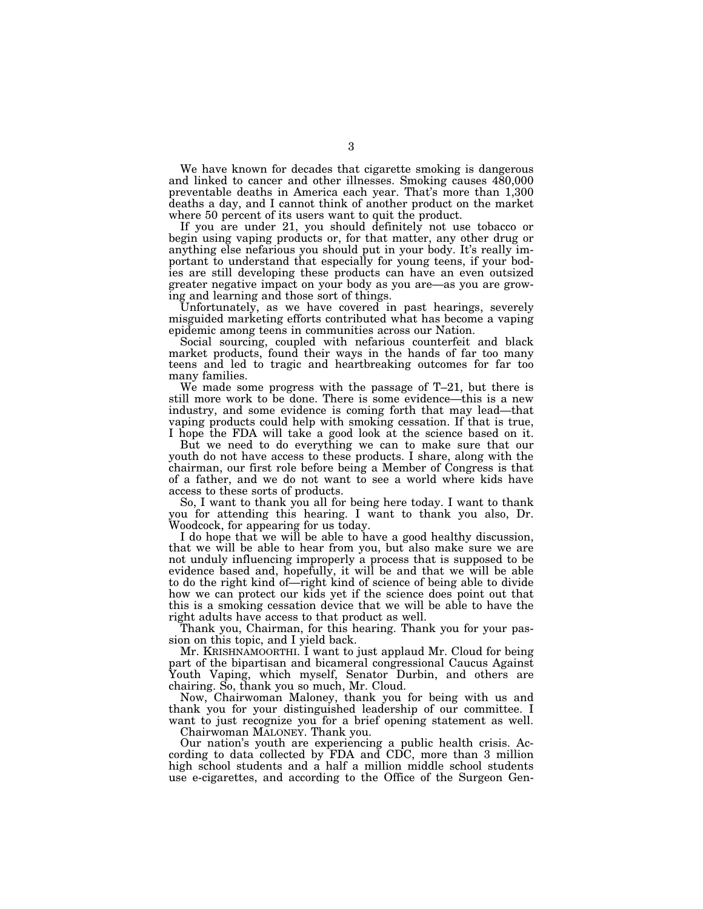We have known for decades that cigarette smoking is dangerous and linked to cancer and other illnesses. Smoking causes 480,000 preventable deaths in America each year. That's more than 1,300 deaths a day, and I cannot think of another product on the market where 50 percent of its users want to quit the product.

If you are under 21, you should definitely not use tobacco or begin using vaping products or, for that matter, any other drug or anything else nefarious you should put in your body. It's really important to understand that especially for young teens, if your bodies are still developing these products can have an even outsized greater negative impact on your body as you are—as you are growing and learning and those sort of things.

Unfortunately, as we have covered in past hearings, severely misguided marketing efforts contributed what has become a vaping epidemic among teens in communities across our Nation.

Social sourcing, coupled with nefarious counterfeit and black market products, found their ways in the hands of far too many teens and led to tragic and heartbreaking outcomes for far too many families.

We made some progress with the passage of T–21, but there is still more work to be done. There is some evidence—this is a new industry, and some evidence is coming forth that may lead—that vaping products could help with smoking cessation. If that is true, I hope the FDA will take a good look at the science based on it.

But we need to do everything we can to make sure that our youth do not have access to these products. I share, along with the chairman, our first role before being a Member of Congress is that of a father, and we do not want to see a world where kids have access to these sorts of products.

So, I want to thank you all for being here today. I want to thank you for attending this hearing. I want to thank you also, Dr. Woodcock, for appearing for us today.

I do hope that we will be able to have a good healthy discussion, that we will be able to hear from you, but also make sure we are not unduly influencing improperly a process that is supposed to be evidence based and, hopefully, it will be and that we will be able to do the right kind of—right kind of science of being able to divide how we can protect our kids yet if the science does point out that this is a smoking cessation device that we will be able to have the right adults have access to that product as well.

Thank you, Chairman, for this hearing. Thank you for your passion on this topic, and I yield back.

Mr. KRISHNAMOORTHI. I want to just applaud Mr. Cloud for being part of the bipartisan and bicameral congressional Caucus Against Youth Vaping, which myself, Senator Durbin, and others are chairing. So, thank you so much, Mr. Cloud.

Now, Chairwoman Maloney, thank you for being with us and thank you for your distinguished leadership of our committee. I want to just recognize you for a brief opening statement as well.

Chairwoman MALONEY. Thank you.

Our nation's youth are experiencing a public health crisis. According to data collected by FDA and CDC, more than 3 million high school students and a half a million middle school students use e-cigarettes, and according to the Office of the Surgeon Gen-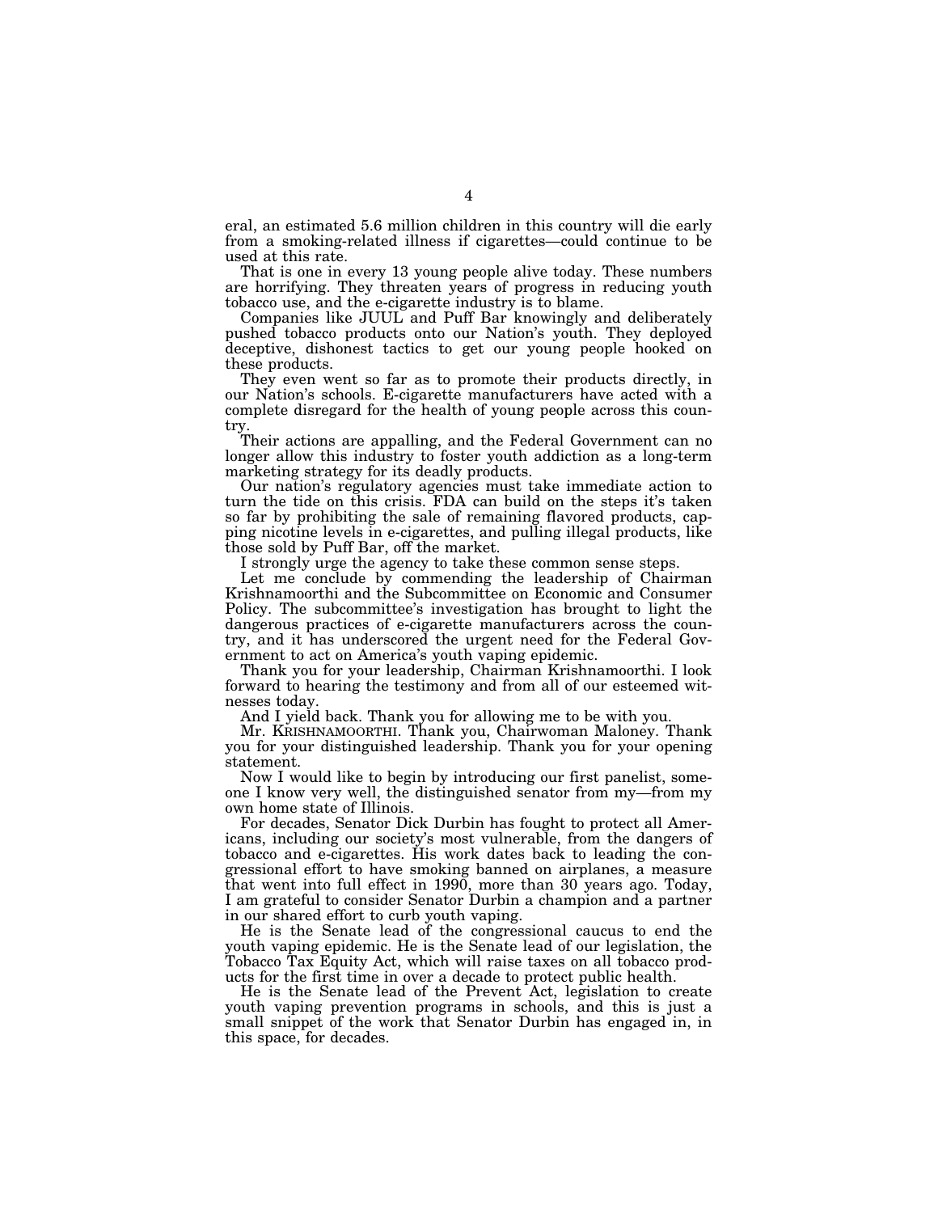eral, an estimated 5.6 million children in this country will die early from a smoking-related illness if cigarettes—could continue to be used at this rate.

That is one in every 13 young people alive today. These numbers are horrifying. They threaten years of progress in reducing youth tobacco use, and the e-cigarette industry is to blame.

Companies like JUUL and Puff Bar knowingly and deliberately pushed tobacco products onto our Nation's youth. They deployed deceptive, dishonest tactics to get our young people hooked on these products.

They even went so far as to promote their products directly, in our Nation's schools. E-cigarette manufacturers have acted with a complete disregard for the health of young people across this country.

Their actions are appalling, and the Federal Government can no longer allow this industry to foster youth addiction as a long-term marketing strategy for its deadly products.

Our nation's regulatory agencies must take immediate action to turn the tide on this crisis. FDA can build on the steps it's taken so far by prohibiting the sale of remaining flavored products, capping nicotine levels in e-cigarettes, and pulling illegal products, like those sold by Puff Bar, off the market.

I strongly urge the agency to take these common sense steps.

Let me conclude by commending the leadership of Chairman Krishnamoorthi and the Subcommittee on Economic and Consumer Policy. The subcommittee's investigation has brought to light the dangerous practices of e-cigarette manufacturers across the country, and it has underscored the urgent need for the Federal Government to act on America's youth vaping epidemic.

Thank you for your leadership, Chairman Krishnamoorthi. I look forward to hearing the testimony and from all of our esteemed witnesses today.

And I yield back. Thank you for allowing me to be with you.

Mr. KRISHNAMOORTHI. Thank you, Chairwoman Maloney. Thank you for your distinguished leadership. Thank you for your opening statement.

Now I would like to begin by introducing our first panelist, someone I know very well, the distinguished senator from my—from my own home state of Illinois.

For decades, Senator Dick Durbin has fought to protect all Americans, including our society's most vulnerable, from the dangers of tobacco and e-cigarettes. His work dates back to leading the congressional effort to have smoking banned on airplanes, a measure that went into full effect in 1990, more than 30 years ago. Today, I am grateful to consider Senator Durbin a champion and a partner in our shared effort to curb youth vaping.

He is the Senate lead of the congressional caucus to end the youth vaping epidemic. He is the Senate lead of our legislation, the Tobacco Tax Equity Act, which will raise taxes on all tobacco products for the first time in over a decade to protect public health.

He is the Senate lead of the Prevent Act, legislation to create youth vaping prevention programs in schools, and this is just a small snippet of the work that Senator Durbin has engaged in, in this space, for decades.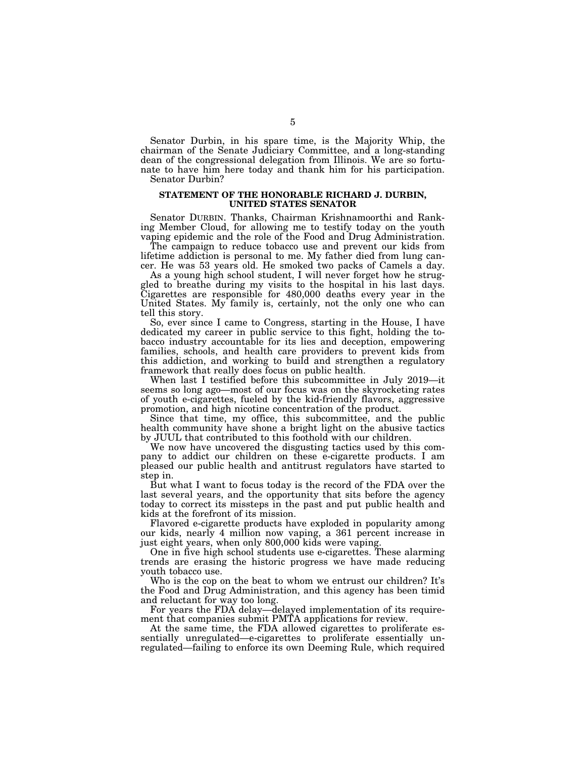Senator Durbin, in his spare time, is the Majority Whip, the chairman of the Senate Judiciary Committee, and a long-standing dean of the congressional delegation from Illinois. We are so fortunate to have him here today and thank him for his participation.

Senator Durbin?

## STATEMENT OF THE HONORABLE RICHARD J. DURBIN, UNITED STATES SENATOR

Senator DURBIN. Thanks, Chairman Krishnamoorthi and Ranking Member Cloud, for allowing me to testify today on the youth vaping epidemic and the role of the Food and Drug Administration.

The campaign to reduce tobacco use and prevent our kids from lifetime addiction is personal to me. My father died from lung cancer. He was 53 years old. He smoked two packs of Camels a day.

As a young high school student, I will never forget how he struggled to breathe during my visits to the hospital in his last days. Cigarettes are responsible for 480,000 deaths every year in the United States. My family is, certainly, not the only one who can tell this story.

So, ever since I came to Congress, starting in the House, I have dedicated my career in public service to this fight, holding the tobacco industry accountable for its lies and deception, empowering families, schools, and health care providers to prevent kids from this addiction, and working to build and strengthen a regulatory framework that really does focus on public health.

When last I testified before this subcommittee in July 2019—it seems so long ago—most of our focus was on the skyrocketing rates of youth e-cigarettes, fueled by the kid-friendly flavors, aggressive promotion, and high nicotine concentration of the product.

Since that time, my office, this subcommittee, and the public health community have shone a bright light on the abusive tactics by JUUL that contributed to this foothold with our children.

We now have uncovered the disgusting tactics used by this company to addict our children on these e-cigarette products. I am pleased our public health and antitrust regulators have started to step in.

But what I want to focus today is the record of the FDA over the last several years, and the opportunity that sits before the agency today to correct its missteps in the past and put public health and kids at the forefront of its mission.

Flavored e-cigarette products have exploded in popularity among our kids, nearly 4 million now vaping, a 361 percent increase in just eight years, when only 800,000 kids were vaping.

One in five high school students use e-cigarettes. These alarming trends are erasing the historic progress we have made reducing youth tobacco use.

Who is the cop on the beat to whom we entrust our children? It's the Food and Drug Administration, and this agency has been timid and reluctant for way too long.

For years the FDA delay—delayed implementation of its requirement that companies submit PMTA applications for review.

At the same time, the FDA allowed cigarettes to proliferate essentially unregulated—e-cigarettes to proliferate essentially unregulated—failing to enforce its own Deeming Rule, which required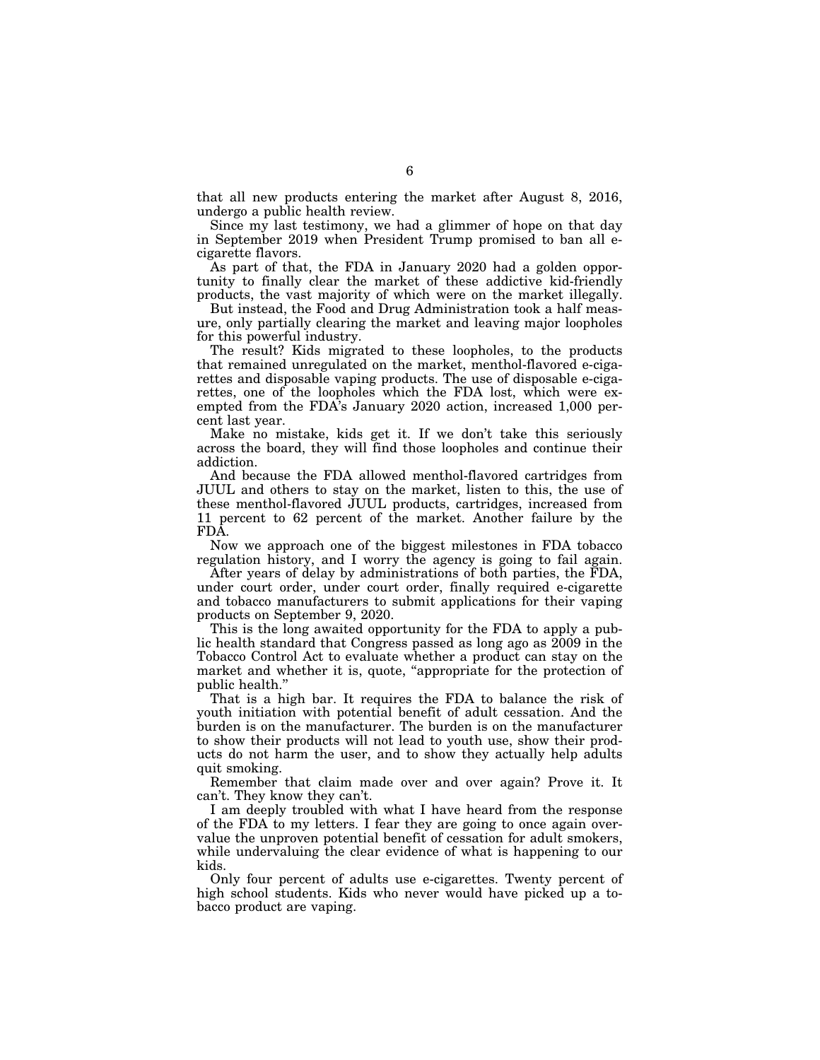that all new products entering the market after August 8, 2016, undergo a public health review.

Since my last testimony, we had a glimmer of hope on that day in September 2019 when President Trump promised to ban all e-cigarette flavors.

As part of that, the FDA in January 2020 had a golden opportunity to finally clear the market of these addictive kid-friendly products, the vast majority of which were on the market illegally.

But instead, the Food and Drug Administration took a half measure, only partially clearing the market and leaving major loopholes for this powerful industry.

The result? Kids migrated to these loopholes, to the products that remained unregulated on the market, menthol-flavored e-cigarettes and disposable vaping products. The use of disposable e-cigarettes, one of the loopholes which the FDA lost, which were exempted from the FDA's January 2020 action, increased 1,000 percent last year.

Make no mistake, kids get it. If we don't take this seriously across the board, they will find those loopholes and continue their addiction.

And because the FDA allowed menthol-flavored cartridges from JUUL and others to stay on the market, listen to this, the use of these menthol-flavored JUUL products, cartridges, increased from 11 percent to 62 percent of the market. Another failure by the FDA.

Now we approach one of the biggest milestones in FDA tobacco regulation history, and I worry the agency is going to fail again.

After years of delay by administrations of both parties, the FDA, under court order, under court order, finally required e-cigarette and tobacco manufacturers to submit applications for their vaping products on September 9, 2020.

This is the long awaited opportunity for the FDA to apply a public health standard that Congress passed as long ago as 2009 in the Tobacco Control Act to evaluate whether a product can stay on the market and whether it is, quote, "appropriate for the protection of public health."

That is a high bar. It requires the FDA to balance the risk of youth initiation with potential benefit of adult cessation. And the burden is on the manufacturer. The burden is on the manufacturer to show their products will not lead to youth use, show their products do not harm the user, and to show they actually help adults quit smoking.

Remember that claim made over and over again? Prove it. It can't. They know they can't.

I am deeply troubled with what I have heard from the response of the FDA to my letters. I fear they are going to once again overvalue the unproven potential benefit of cessation for adult smokers, while undervaluing the clear evidence of what is happening to our kids.

Only four percent of adults use e-cigarettes. Twenty percent of high school students. Kids who never would have picked up a tobacco product are vaping.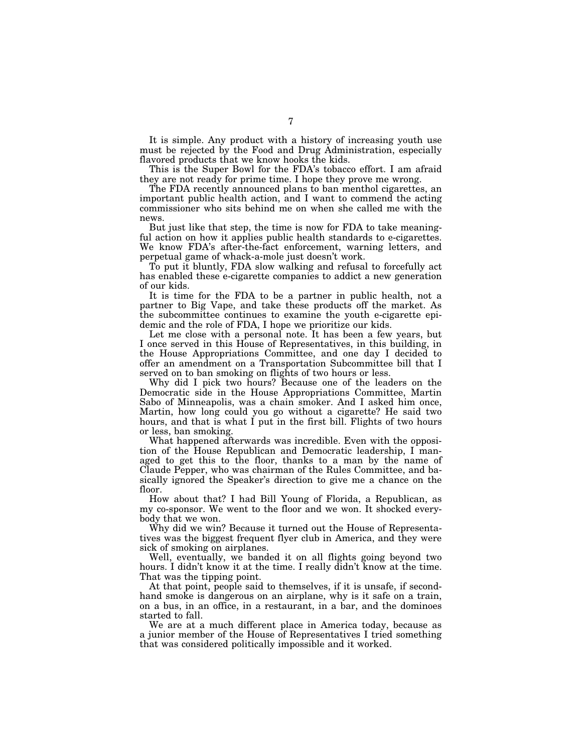It is simple. Any product with a history of increasing youth use must be rejected by the Food and Drug Administration, especially flavored products that we know hooks the kids.

This is the Super Bowl for the FDA's tobacco effort. I am afraid they are not ready for prime time. I hope they prove me wrong.

The FDA recently announced plans to ban menthol cigarettes, an important public health action, and I want to commend the acting commissioner who sits behind me on when she called me with the news.

But just like that step, the time is now for FDA to take meaningful action on how it applies public health standards to e-cigarettes. We know FDA's after-the-fact enforcement, warning letters, and perpetual game of whack-a-mole just doesn't work.

To put it bluntly, FDA slow walking and refusal to forcefully act has enabled these e-cigarette companies to addict a new generation of our kids.

It is time for the FDA to be a partner in public health, not a partner to Big Vape, and take these products off the market. As the subcommittee continues to examine the youth e-cigarette epidemic and the role of FDA, I hope we prioritize our kids.

Let me close with a personal note. It has been a few years, but I once served in this House of Representatives, in this building, in the House Appropriations Committee, and one day I decided to offer an amendment on a Transportation Subcommittee bill that I served on to ban smoking on flights of two hours or less.

Why did I pick two hours? Because one of the leaders on the Democratic side in the House Appropriations Committee, Martin Sabo of Minneapolis, was a chain smoker. And I asked him once, Martin, how long could you go without a cigarette? He said two hours, and that is what I put in the first bill. Flights of two hours or less, ban smoking.

What happened afterwards was incredible. Even with the opposition of the House Republican and Democratic leadership, I managed to get this to the floor, thanks to a man by the name of Claude Pepper, who was chairman of the Rules Committee, and basically ignored the Speaker's direction to give me a chance on the floor.

How about that? I had Bill Young of Florida, a Republican, as my co-sponsor. We went to the floor and we won. It shocked everybody that we won.

Why did we win? Because it turned out the House of Representatives was the biggest frequent flyer club in America, and they were sick of smoking on airplanes.

Well, eventually, we banded it on all flights going beyond two hours. I didn't know it at the time. I really didn't know at the time. That was the tipping point.

At that point, people said to themselves, if it is unsafe, if secondhand smoke is dangerous on an airplane, why is it safe on a train, on a bus, in an office, in a restaurant, in a bar, and the dominoes started to fall.

We are at a much different place in America today, because as a junior member of the House of Representatives I tried something that was considered politically impossible and it worked.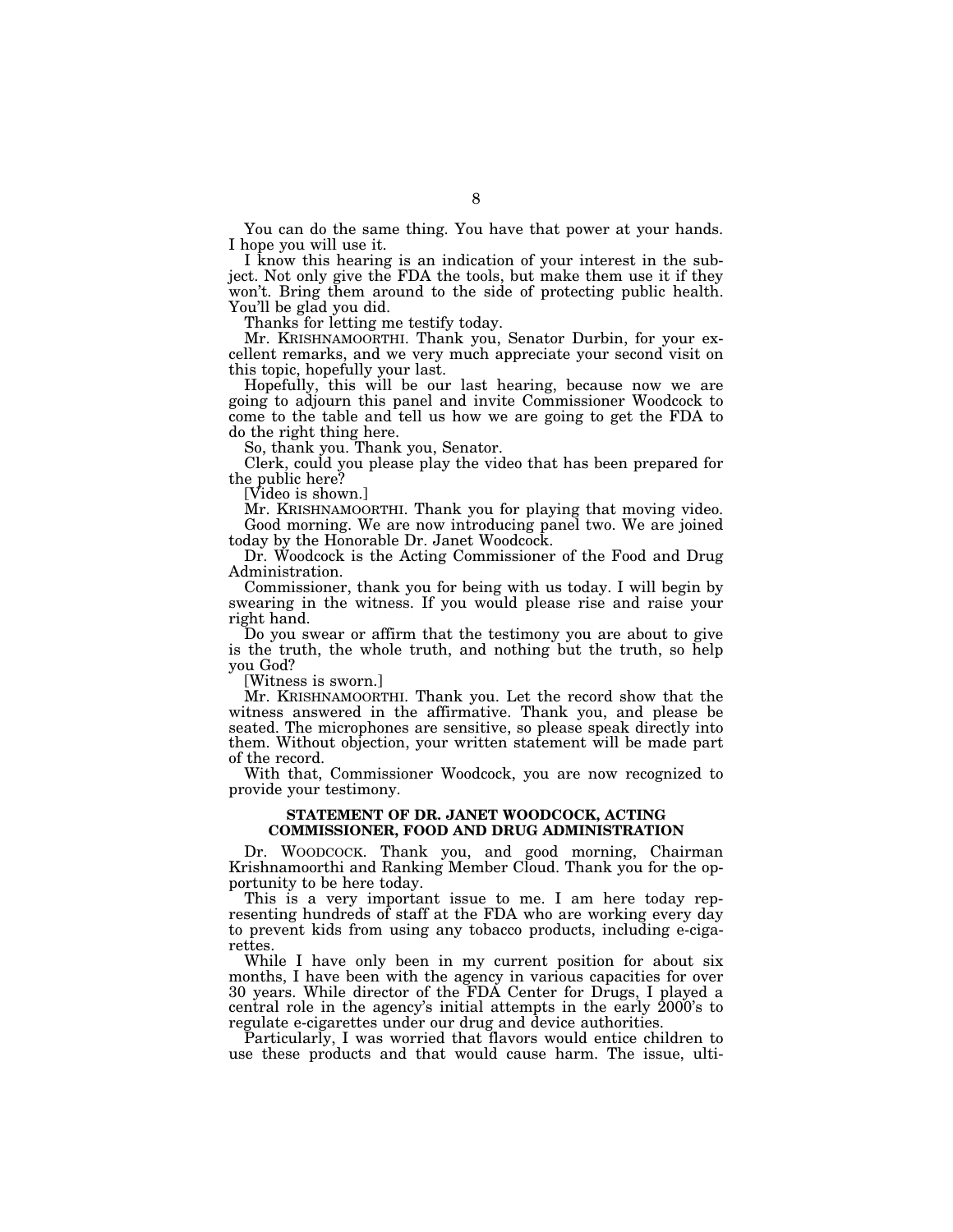You can do the same thing. You have that power at your hands. I hope you will use it.

I know this hearing is an indication of your interest in the subject. Not only give the FDA the tools, but make them use it if they won't. Bring them around to the side of protecting public health. You'll be glad you did.

Thanks for letting me testify today.

Mr. KRISHNAMOORTHI. Thank you, Senator Durbin, for your excellent remarks, and we very much appreciate your second visit on this topic, hopefully your last.

Hopefully, this will be our last hearing, because now we are going to adjourn this panel and invite Commissioner Woodcock to come to the table and tell us how we are going to get the FDA to do the right thing here.

So, thank you. Thank you, Senator.

Clerk, could you please play the video that has been prepared for the public here?

[Video is shown.]

Mr. KRISHNAMOORTHI. Thank you for playing that moving video.

Good morning. We are now introducing panel two. We are joined today by the Honorable Dr. Janet Woodcock.

Dr. Woodcock is the Acting Commissioner of the Food and Drug Administration.

Commissioner, thank you for being with us today. I will begin by swearing in the witness. If you would please rise and raise your right hand.

Do you swear or affirm that the testimony you are about to give is the truth, the whole truth, and nothing but the truth, so help you God?

[Witness is sworn.]

Mr. KRISHNAMOORTHI. Thank you. Let the record show that the witness answered in the affirmative. Thank you, and please be seated. The microphones are sensitive, so please speak directly into them. Without objection, your written statement will be made part of the record.

With that, Commissioner Woodcock, you are now recognized to provide your testimony.

## STATEMENT OF DR. JANET WOODCOCK, ACTING COMMISSIONER, FOOD AND DRUG ADMINISTRATION

Dr. WOODCOCK. Thank you, and good morning, Chairman Krishnamoorthi and Ranking Member Cloud. Thank you for the opportunity to be here today.

This is a very important issue to me. I am here today representing hundreds of staff at the FDA who are working every day to prevent kids from using any tobacco products, including e-cigarettes.

While I have only been in my current position for about six months, I have been with the agency in various capacities for over 30 years. While director of the FDA Center for Drugs, I played a central role in the agency's initial attempts in the early 2000's to regulate e-cigarettes under our drug and device authorities.

Particularly, I was worried that flavors would entice children to use these products and that would cause harm. The issue, ulti-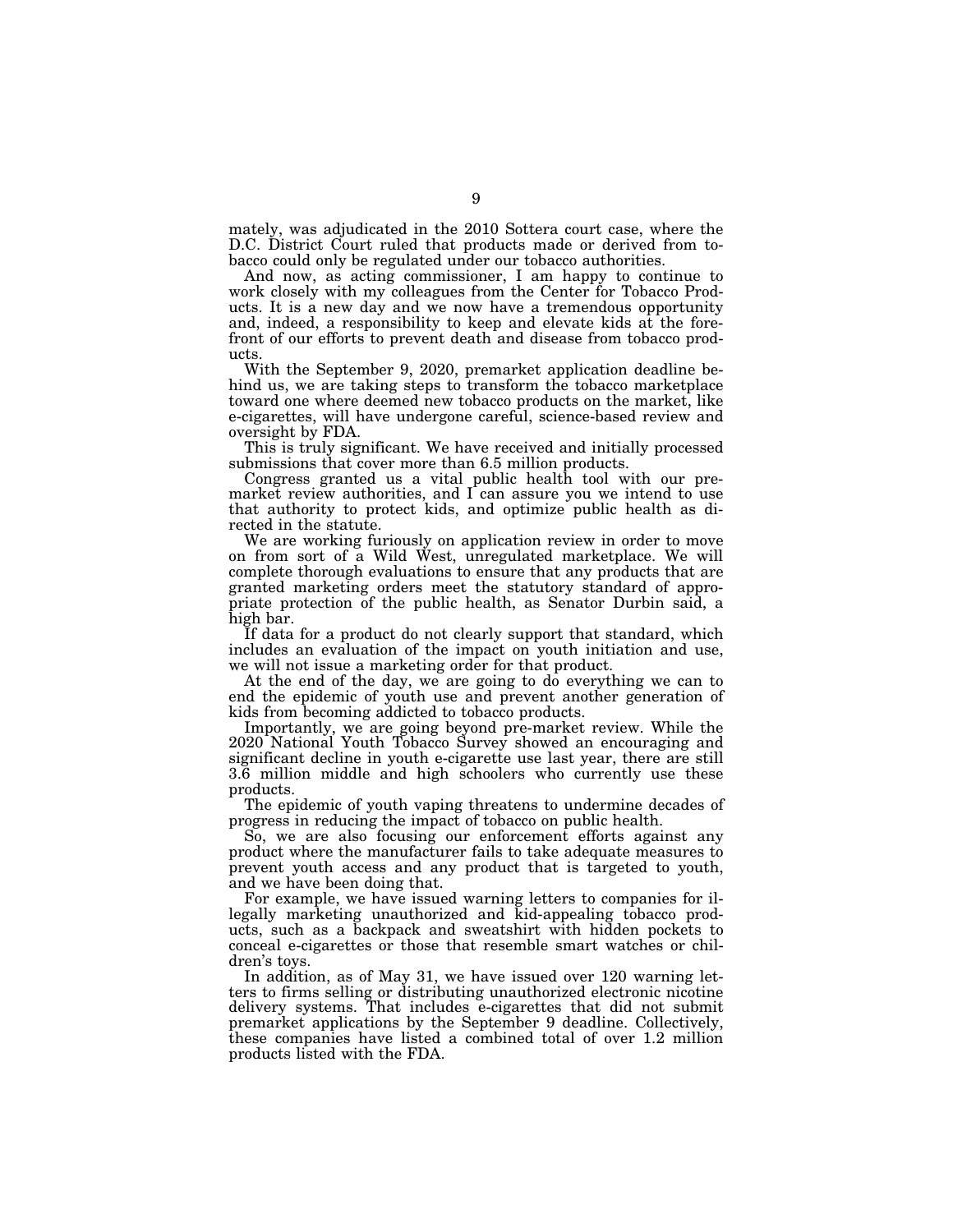mately, was adjudicated in the 2010 Sottera court case, where the D.C. District Court ruled that products made or derived from tobacco could only be regulated under our tobacco authorities.

And now, as acting commissioner, I am happy to continue to work closely with my colleagues from the Center for Tobacco Products. It is a new day and we now have a tremendous opportunity and, indeed, a responsibility to keep and elevate kids at the forefront of our efforts to prevent death and disease from tobacco products.

With the September 9, 2020, premarket application deadline behind us, we are taking steps to transform the tobacco marketplace toward one where deemed new tobacco products on the market, like e-cigarettes, will have undergone careful, science-based review and oversight by FDA.

This is truly significant. We have received and initially processed submissions that cover more than 6.5 million products.

Congress granted us a vital public health tool with our premarket review authorities, and I can assure you we intend to use that authority to protect kids, and optimize public health as directed in the statute.

We are working furiously on application review in order to move on from sort of a Wild West, unregulated marketplace. We will complete thorough evaluations to ensure that any products that are granted marketing orders meet the statutory standard of appropriate protection of the public health, as Senator Durbin said, a high bar.

If data for a product do not clearly support that standard, which includes an evaluation of the impact on youth initiation and use, we will not issue a marketing order for that product.

At the end of the day, we are going to do everything we can to end the epidemic of youth use and prevent another generation of kids from becoming addicted to tobacco products.

Importantly, we are going beyond pre-market review. While the 2020 National Youth Tobacco Survey showed an encouraging and significant decline in youth e-cigarette use last year, there are still 3.6 million middle and high schoolers who currently use these products.

The epidemic of youth vaping threatens to undermine decades of progress in reducing the impact of tobacco on public health.

So, we are also focusing our enforcement efforts against any product where the manufacturer fails to take adequate measures to prevent youth access and any product that is targeted to youth, and we have been doing that.

For example, we have issued warning letters to companies for illegally marketing unauthorized and kid-appealing tobacco products, such as a backpack and sweatshirt with hidden pockets to conceal e-cigarettes or those that resemble smart watches or children's toys.

In addition, as of May 31, we have issued over 120 warning letters to firms selling or distributing unauthorized electronic nicotine delivery systems. That includes e-cigarettes that did not submit premarket applications by the September 9 deadline. Collectively, these companies have listed a combined total of over 1.2 million products listed with the FDA.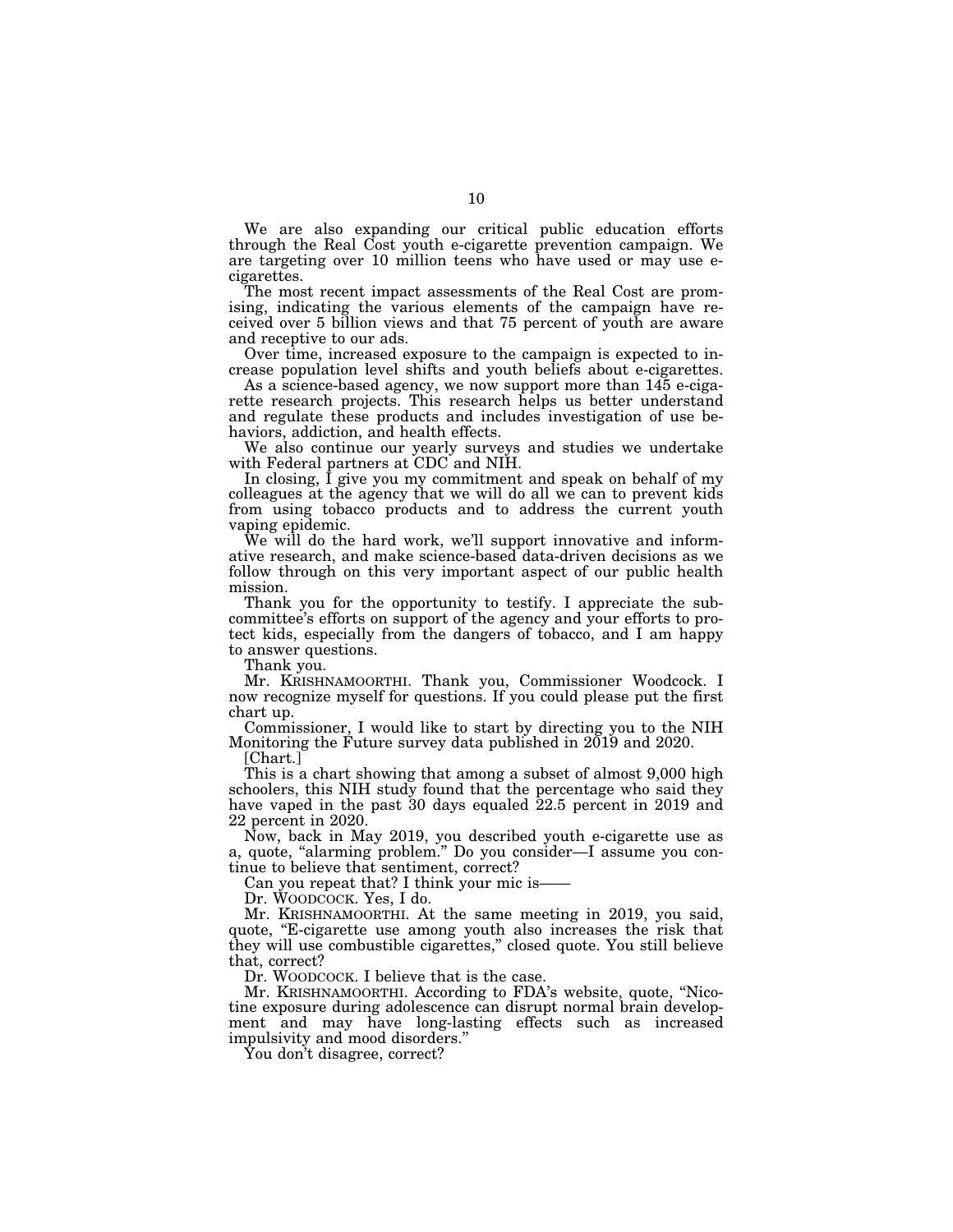We are also expanding our critical public education efforts through the Real Cost youth e-cigarette prevention campaign. We are targeting over 10 million teens who have used or may use e-cigarettes.

The most recent impact assessments of the Real Cost are promising, indicating the various elements of the campaign have received over 5 billion views and that 75 percent of youth are aware and receptive to our ads.

Over time, increased exposure to the campaign is expected to increase population level shifts and youth beliefs about e-cigarettes.

As a science-based agency, we now support more than 145 e-cigarette research projects. This research helps us better understand and regulate these products and includes investigation of use behaviors, addiction, and health effects.

We also continue our yearly surveys and studies we undertake with Federal partners at CDC and NIH.

In closing, I give you my commitment and speak on behalf of my colleagues at the agency that we will do all we can to prevent kids from using tobacco products and to address the current youth vaping epidemic.

We will do the hard work, we'll support innovative and informative research, and make science-based data-driven decisions as we follow through on this very important aspect of our public health mission.

Thank you for the opportunity to testify. I appreciate the subcommittee's efforts on support of the agency and your efforts to protect kids, especially from the dangers of tobacco, and I am happy to answer questions.

Thank you.

Mr. KRISHNAMOORTHI. Thank you, Commissioner Woodcock. I now recognize myself for questions. If you could please put the first chart up.

Commissioner, I would like to start by directing you to the NIH Monitoring the Future survey data published in 2019 and 2020.

[Chart.]

This is a chart showing that among a subset of almost 9,000 high schoolers, this NIH study found that the percentage who said they have vaped in the past 30 days equaled 22.5 percent in 2019 and 22 percent in 2020.

Now, back in May 2019, you described youth e-cigarette use as a, quote, "alarming problem." Do you consider—I assume you continue to believe that sentiment, correct?

Can you repeat that? I think your mic is——

Dr. WOODCOCK. Yes, I do.

Mr. KRISHNAMOORTHI. At the same meeting in 2019, you said, quote, "E-cigarette use among youth also increases the risk that they will use combustible cigarettes," closed quote. You still believe that, correct?

Dr. WOODCOCK. I believe that is the case.

Mr. KRISHNAMOORTHI. According to FDA's website, quote, "Nicotine exposure during adolescence can disrupt normal brain development and may have long-lasting effects such as increased impulsivity and mood disorders."

You don't disagree, correct?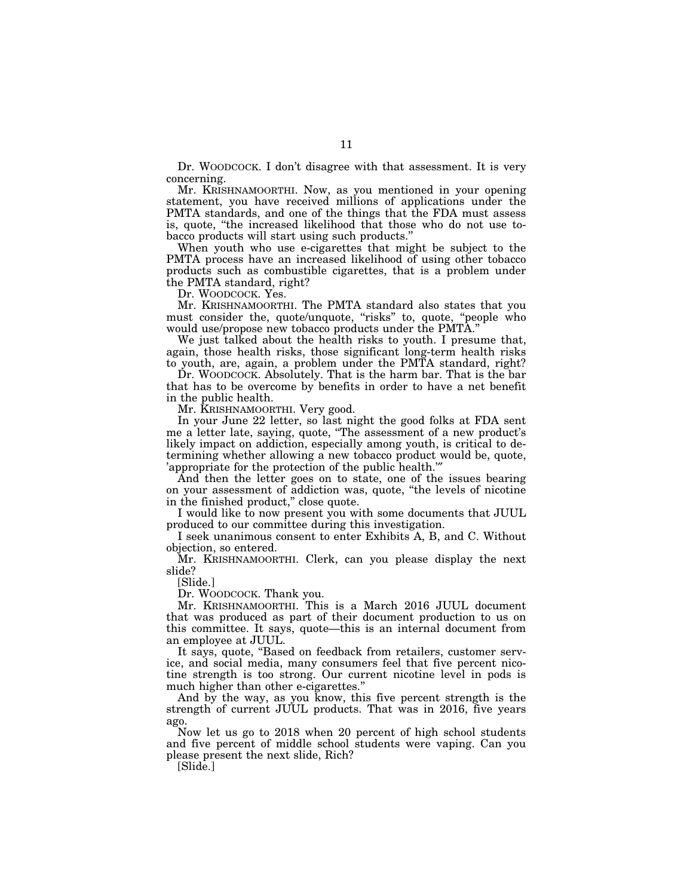Dr. WOODCOCK. I don't disagree with that assessment. It is very concerning.

Mr. KRISHNAMOORTHI. Now, as you mentioned in your opening statement, you have received millions of applications under the PMTA standards, and one of the things that the FDA must assess is, quote, "the increased likelihood that those who do not use tobacco products will start using such products."

When youth who use e-cigarettes that might be subject to the PMTA process have an increased likelihood of using other tobacco products such as combustible cigarettes, that is a problem under the PMTA standard, right?

Dr. WOODCOCK. Yes.

Mr. KRISHNAMOORTHI. The PMTA standard also states that you must consider the, quote/unquote, "risks" to, quote, "people who would use/propose new tobacco products under the PMTA."

We just talked about the health risks to youth. I presume that, again, those health risks, those significant long-term health risks to youth, are, again, a problem under the PMTA standard, right?

Dr. WOODCOCK. Absolutely. That is the harm bar. That is the bar that has to be overcome by benefits in order to have a net benefit in the public health.

Mr. KRISHNAMOORTHI. Very good.

In your June 22 letter, so last night the good folks at FDA sent me a letter late, saying, quote, "The assessment of a new product's likely impact on addiction, especially among youth, is critical to determining whether allowing a new tobacco product would be, quote, 'appropriate for the protection of the public health.'"

And then the letter goes on to state, one of the issues bearing on your assessment of addiction was, quote, "the levels of nicotine in the finished product," close quote.

I would like to now present you with some documents that JUUL produced to our committee during this investigation.

I seek unanimous consent to enter Exhibits A, B, and C. Without objection, so entered.

Mr. KRISHNAMOORTHI. Clerk, can you please display the next slide?

[Slide.]

Dr. WOODCOCK. Thank you.

Mr. KRISHNAMOORTHI. This is a March 2016 JUUL document that was produced as part of their document production to us on this committee. It says, quote—this is an internal document from an employee at JUUL.

It says, quote, "Based on feedback from retailers, customer service, and social media, many consumers feel that five percent nicotine strength is too strong. Our current nicotine level in pods is much higher than other e-cigarettes."

And by the way, as you know, this five percent strength is the strength of current JUUL products. That was in 2016, five years ago.

Now let us go to 2018 when 20 percent of high school students and five percent of middle school students were vaping. Can you please present the next slide, Rich?

[Slide.]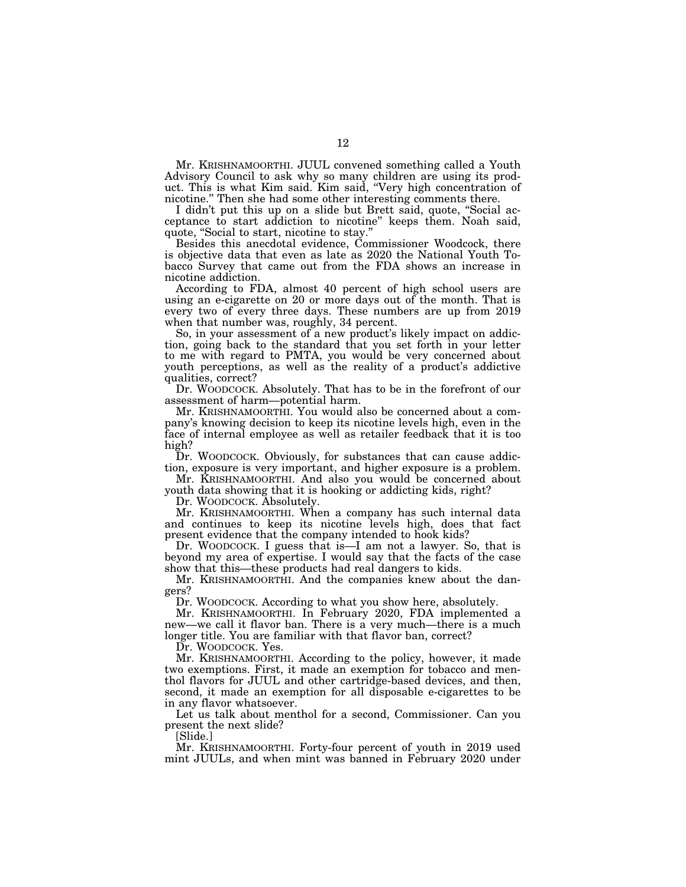Mr. KRISHNAMOORTHI. JUUL convened something called a Youth Advisory Council to ask why so many children are using its product. This is what Kim said. Kim said, "Very high concentration of nicotine." Then she had some other interesting comments there.

I didn't put this up on a slide but Brett said, quote, "Social acceptance to start addiction to nicotine" keeps them. Noah said, quote, "Social to start, nicotine to stay."

Besides this anecdotal evidence, Commissioner Woodcock, there is objective data that even as late as 2020 the National Youth Tobacco Survey that came out from the FDA shows an increase in nicotine addiction.

According to FDA, almost 40 percent of high school users are using an e-cigarette on 20 or more days out of the month. That is every two of every three days. These numbers are up from 2019 when that number was, roughly, 34 percent.

So, in your assessment of a new product's likely impact on addiction, going back to the standard that you set forth in your letter to me with regard to PMTA, you would be very concerned about youth perceptions, as well as the reality of a product's addictive qualities, correct?

Dr. WOODCOCK. Absolutely. That has to be in the forefront of our assessment of harm—potential harm.

Mr. KRISHNAMOORTHI. You would also be concerned about a company's knowing decision to keep its nicotine levels high, even in the face of internal employee as well as retailer feedback that it is too high?

Dr. WOODCOCK. Obviously, for substances that can cause addiction, exposure is very important, and higher exposure is a problem.

Mr. KRISHNAMOORTHI. And also you would be concerned about youth data showing that it is hooking or addicting kids, right?

Dr. WOODCOCK. Absolutely.

Mr. KRISHNAMOORTHI. When a company has such internal data and continues to keep its nicotine levels high, does that fact present evidence that the company intended to hook kids?

Dr. WOODCOCK. I guess that is—I am not a lawyer. So, that is beyond my area of expertise. I would say that the facts of the case show that this—these products had real dangers to kids.

Mr. KRISHNAMOORTHI. And the companies knew about the dangers?

Dr. WOODCOCK. According to what you show here, absolutely.

Mr. KRISHNAMOORTHI. In February 2020, FDA implemented a new—we call it flavor ban. There is a very much—there is a much longer title. You are familiar with that flavor ban, correct?

Dr. WOODCOCK. Yes.

Mr. KRISHNAMOORTHI. According to the policy, however, it made two exemptions. First, it made an exemption for tobacco and menthol flavors for JUUL and other cartridge-based devices, and then, second, it made an exemption for all disposable e-cigarettes to be in any flavor whatsoever.

Let us talk about menthol for a second, Commissioner. Can you present the next slide?

[Slide.]

Mr. KRISHNAMOORTHI. Forty-four percent of youth in 2019 used mint JUULs, and when mint was banned in February 2020 under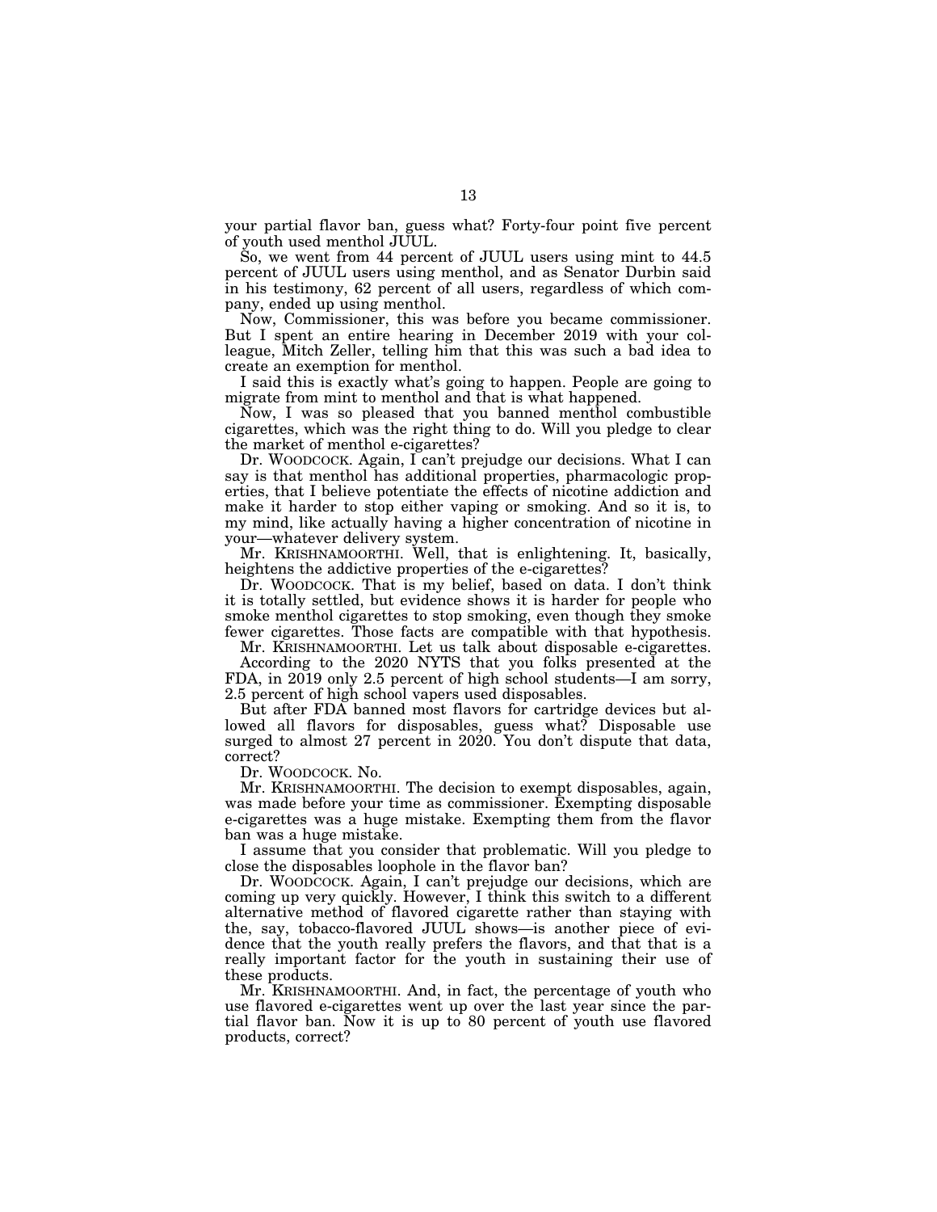your partial flavor ban, guess what? Forty-four point five percent of youth used menthol JUUL.

So, we went from 44 percent of JUUL users using mint to 44.5 percent of JUUL users using menthol, and as Senator Durbin said in his testimony, 62 percent of all users, regardless of which company, ended up using menthol.

Now, Commissioner, this was before you became commissioner. But I spent an entire hearing in December 2019 with your colleague, Mitch Zeller, telling him that this was such a bad idea to create an exemption for menthol.

I said this is exactly what's going to happen. People are going to migrate from mint to menthol and that is what happened.

Now, I was so pleased that you banned menthol combustible cigarettes, which was the right thing to do. Will you pledge to clear the market of menthol e-cigarettes?

Dr. WOODCOCK. Again, I can't prejudge our decisions. What I can say is that menthol has additional properties, pharmacologic properties, that I believe potentiate the effects of nicotine addiction and make it harder to stop either vaping or smoking. And so it is, to my mind, like actually having a higher concentration of nicotine in your—whatever delivery system.

Mr. KRISHNAMOORTHI. Well, that is enlightening. It, basically, heightens the addictive properties of the e-cigarettes?

Dr. WOODCOCK. That is my belief, based on data. I don't think it is totally settled, but evidence shows it is harder for people who smoke menthol cigarettes to stop smoking, even though they smoke fewer cigarettes. Those facts are compatible with that hypothesis.

Mr. KRISHNAMOORTHI. Let us talk about disposable e-cigarettes.

According to the 2020 NYTS that you folks presented at the FDA, in 2019 only 2.5 percent of high school students—I am sorry, 2.5 percent of high school vapers used disposables.

But after FDA banned most flavors for cartridge devices but allowed all flavors for disposables, guess what? Disposable use surged to almost 27 percent in 2020. You don't dispute that data, correct?

Dr. WOODCOCK. No.

Mr. KRISHNAMOORTHI. The decision to exempt disposables, again, was made before your time as commissioner. Exempting disposable e-cigarettes was a huge mistake. Exempting them from the flavor ban was a huge mistake.

I assume that you consider that problematic. Will you pledge to close the disposables loophole in the flavor ban?

Dr. WOODCOCK. Again, I can't prejudge our decisions, which are coming up very quickly. However, I think this switch to a different alternative method of flavored cigarette rather than staying with the, say, tobacco-flavored JUUL shows—is another piece of evidence that the youth really prefers the flavors, and that that is a really important factor for the youth in sustaining their use of these products.

Mr. KRISHNAMOORTHI. And, in fact, the percentage of youth who use flavored e-cigarettes went up over the last year since the partial flavor ban. Now it is up to 80 percent of youth use flavored products, correct?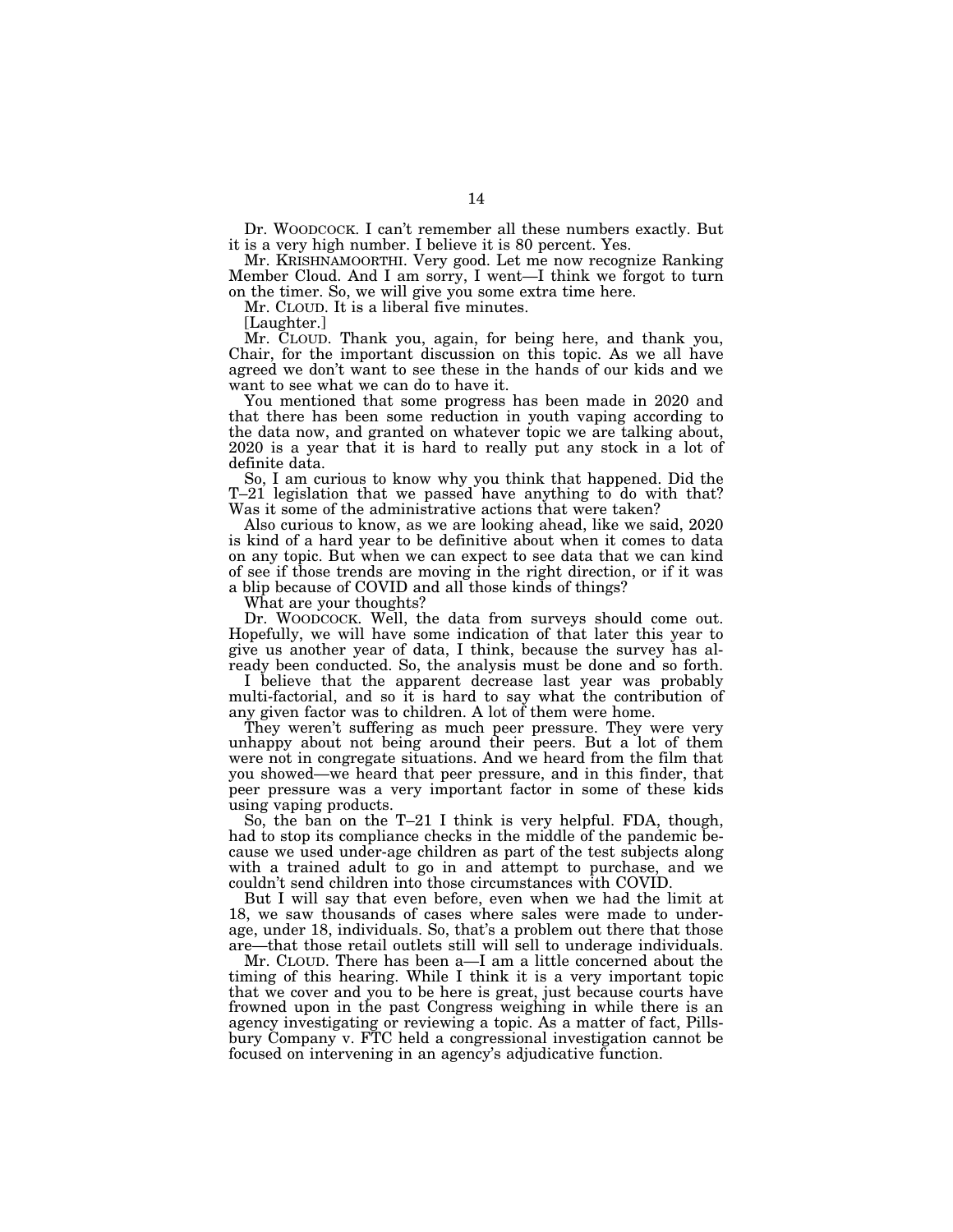Dr. WOODCOCK. I can't remember all these numbers exactly. But it is a very high number. I believe it is 80 percent. Yes.

Mr. KRISHNAMOORTHI. Very good. Let me now recognize Ranking Member Cloud. And I am sorry, I went—I think we forgot to turn on the timer. So, we will give you some extra time here.

Mr. CLOUD. It is a liberal five minutes.

[Laughter.]

Mr. CLOUD. Thank you, again, for being here, and thank you, Chair, for the important discussion on this topic. As we all have agreed we don't want to see these in the hands of our kids and we want to see what we can do to have it.

You mentioned that some progress has been made in 2020 and that there has been some reduction in youth vaping according to the data now, and granted on whatever topic we are talking about, 2020 is a year that it is hard to really put any stock in a lot of definite data.

So, I am curious to know why you think that happened. Did the T–21 legislation that we passed have anything to do with that? Was it some of the administrative actions that were taken?

Also curious to know, as we are looking ahead, like we said, 2020 is kind of a hard year to be definitive about when it comes to data on any topic. But when we can expect to see data that we can kind of see if those trends are moving in the right direction, or if it was a blip because of COVID and all those kinds of things?

What are your thoughts?

Dr. WOODCOCK. Well, the data from surveys should come out. Hopefully, we will have some indication of that later this year to give us another year of data, I think, because the survey has already been conducted. So, the analysis must be done and so forth.

I believe that the apparent decrease last year was probably multi-factorial, and so it is hard to say what the contribution of any given factor was to children. A lot of them were home.

They weren't suffering as much peer pressure. They were very unhappy about not being around their peers. But a lot of them were not in congregate situations. And we heard from the film that you showed—we heard that peer pressure, and in this finder, that peer pressure was a very important factor in some of these kids using vaping products.

So, the ban on the T–21 I think is very helpful. FDA, though, had to stop its compliance checks in the middle of the pandemic because we used under-age children as part of the test subjects along with a trained adult to go in and attempt to purchase, and we couldn't send children into those circumstances with COVID.

But I will say that even before, even when we had the limit at 18, we saw thousands of cases where sales were made to underage, under 18, individuals. So, that's a problem out there that those are—that those retail outlets still will sell to underage individuals.

Mr. CLOUD. There has been a—I am a little concerned about the timing of this hearing. While I think it is a very important topic that we cover and you to be here is great, just because courts have frowned upon in the past Congress weighing in while there is an agency investigating or reviewing a topic. As a matter of fact, Pillsbury Company v. FTC held a congressional investigation cannot be focused on intervening in an agency's adjudicative function.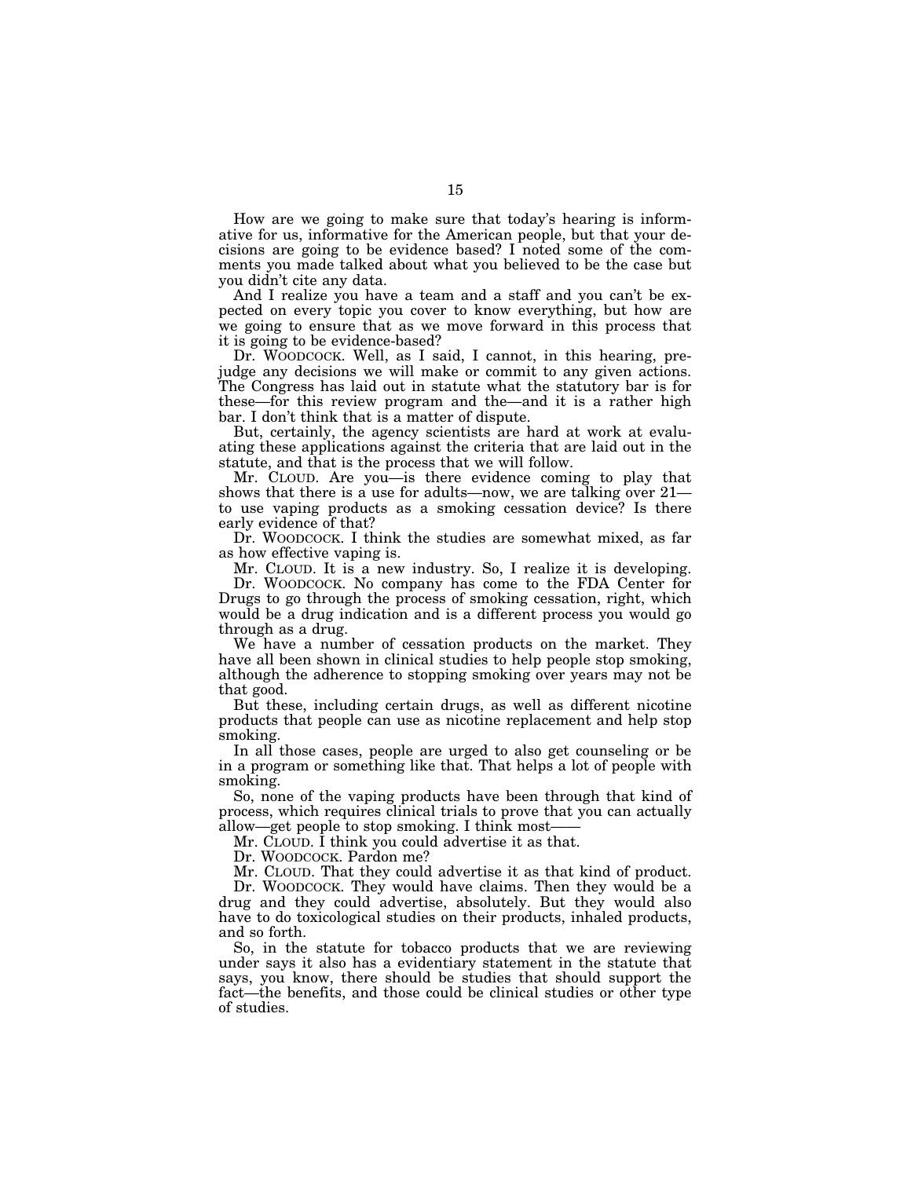How are we going to make sure that today's hearing is informative for us, informative for the American people, but that your decisions are going to be evidence based? I noted some of the comments you made talked about what you believed to be the case but you didn't cite any data.

And I realize you have a team and a staff and you can't be expected on every topic you cover to know everything, but how are we going to ensure that as we move forward in this process that it is going to be evidence-based?

Dr. WOODCOCK. Well, as I said, I cannot, in this hearing, prejudge any decisions we will make or commit to any given actions. The Congress has laid out in statute what the statutory bar is for these—for this review program and the—and it is a rather high bar. I don't think that is a matter of dispute.

But, certainly, the agency scientists are hard at work at evaluating these applications against the criteria that are laid out in the statute, and that is the process that we will follow.

Mr. CLOUD. Are you—is there evidence coming to play that shows that there is a use for adults—now, we are talking over 21—to use vaping products as a smoking cessation device? Is there early evidence of that?

Dr. WOODCOCK. I think the studies are somewhat mixed, as far as how effective vaping is.

Mr. CLOUD. It is a new industry. So, I realize it is developing.

Dr. WOODCOCK. No company has come to the FDA Center for Drugs to go through the process of smoking cessation, right, which would be a drug indication and is a different process you would go through as a drug.

We have a number of cessation products on the market. They have all been shown in clinical studies to help people stop smoking, although the adherence to stopping smoking over years may not be that good.

But these, including certain drugs, as well as different nicotine products that people can use as nicotine replacement and help stop smoking.

In all those cases, people are urged to also get counseling or be in a program or something like that. That helps a lot of people with smoking.

So, none of the vaping products have been through that kind of process, which requires clinical trials to prove that you can actually allow—get people to stop smoking. I think most——

Mr. CLOUD. I think you could advertise it as that.

Dr. WOODCOCK. Pardon me?

Mr. CLOUD. That they could advertise it as that kind of product.

Dr. WOODCOCK. They would have claims. Then they would be a drug and they could advertise, absolutely. But they would also have to do toxicological studies on their products, inhaled products, and so forth.

So, in the statute for tobacco products that we are reviewing under says it also has a evidentiary statement in the statute that says, you know, there should be studies that should support the fact—the benefits, and those could be clinical studies or other type of studies.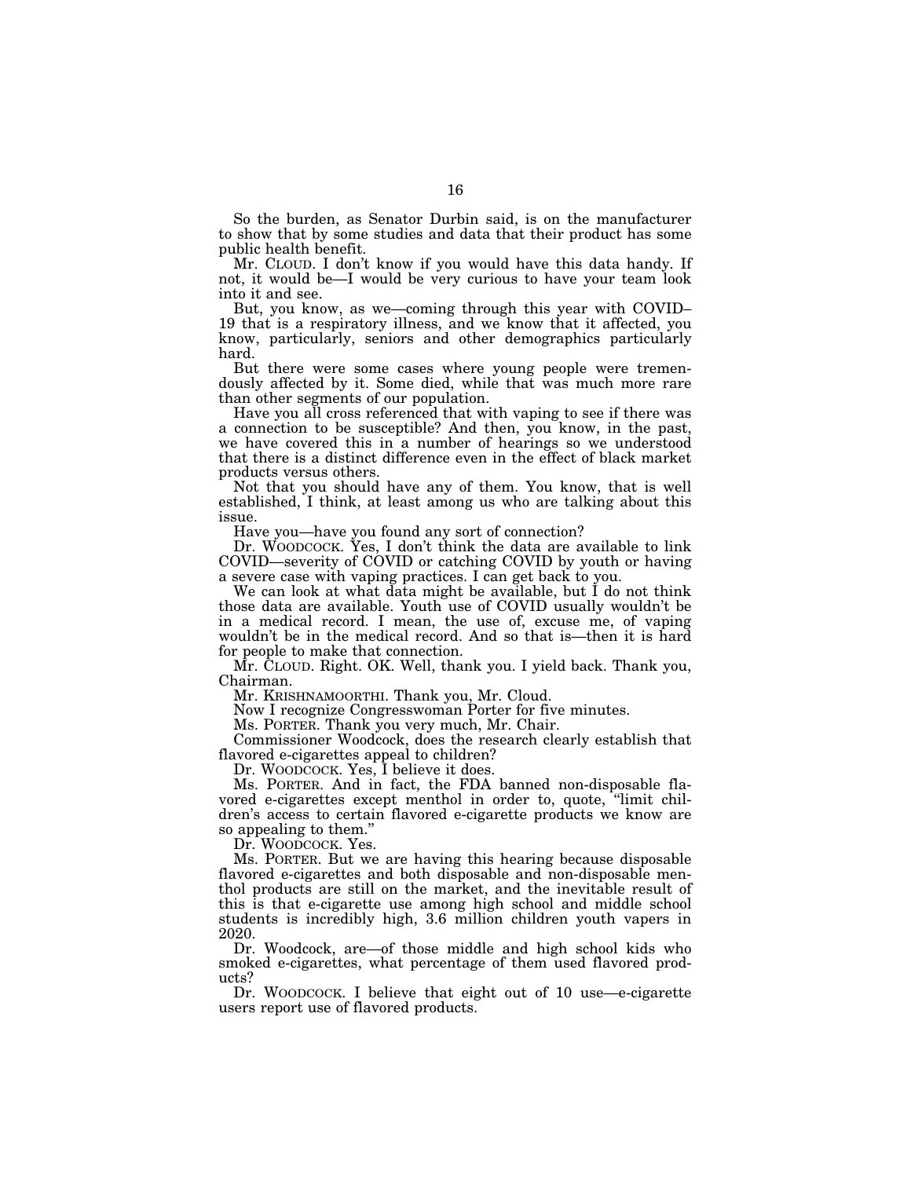So the burden, as Senator Durbin said, is on the manufacturer to show that by some studies and data that their product has some public health benefit.

Mr. CLOUD. I don't know if you would have this data handy. If not, it would be—I would be very curious to have your team look into it and see.

But, you know, as we—coming through this year with COVID–19 that is a respiratory illness, and we know that it affected, you know, particularly, seniors and other demographics particularly hard.

But there were some cases where young people were tremendously affected by it. Some died, while that was much more rare than other segments of our population.

Have you all cross referenced that with vaping to see if there was a connection to be susceptible? And then, you know, in the past, we have covered this in a number of hearings so we understood that there is a distinct difference even in the effect of black market products versus others.

Not that you should have any of them. You know, that is well established, I think, at least among us who are talking about this issue.

Have you—have you found any sort of connection?

Dr. WOODCOCK. Yes, I don't think the data are available to link COVID—severity of COVID or catching COVID by youth or having a severe case with vaping practices. I can get back to you.

We can look at what data might be available, but I do not think those data are available. Youth use of COVID usually wouldn't be in a medical record. I mean, the use of, excuse me, of vaping wouldn't be in the medical record. And so that is—then it is hard for people to make that connection.

Mr. CLOUD. Right. OK. Well, thank you. I yield back. Thank you, Chairman.

Mr. KRISHNAMOORTHI. Thank you, Mr. Cloud.

Now I recognize Congresswoman Porter for five minutes.

Ms. PORTER. Thank you very much, Mr. Chair.

Commissioner Woodcock, does the research clearly establish that flavored e-cigarettes appeal to children?

Dr. WOODCOCK. Yes, I believe it does.

Ms. PORTER. And in fact, the FDA banned non-disposable flavored e-cigarettes except menthol in order to, quote, "limit children's access to certain flavored e-cigarette products we know are so appealing to them."

Dr. WOODCOCK. Yes.

Ms. PORTER. But we are having this hearing because disposable flavored e-cigarettes and both disposable and non-disposable menthol products are still on the market, and the inevitable result of this is that e-cigarette use among high school and middle school students is incredibly high, 3.6 million children youth vapers in 2020.

Dr. Woodcock, are—of those middle and high school kids who smoked e-cigarettes, what percentage of them used flavored products?

Dr. WOODCOCK. I believe that eight out of 10 use—e-cigarette users report use of flavored products.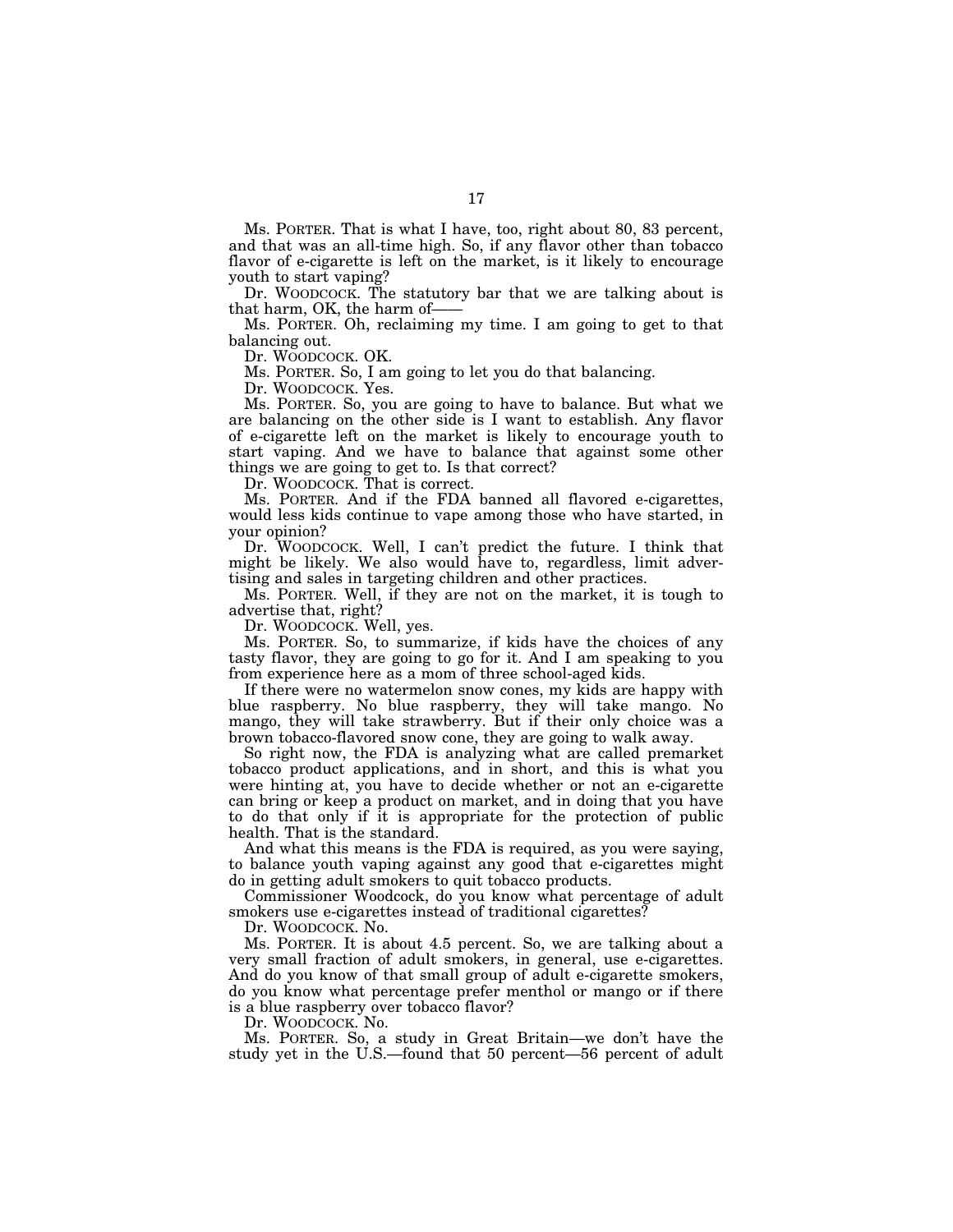Ms. PORTER. That is what I have, too, right about 80, 83 percent, and that was an all-time high. So, if any flavor other than tobacco flavor of e-cigarette is left on the market, is it likely to encourage youth to start vaping?

Dr. WOODCOCK. The statutory bar that we are talking about is that harm, OK, the harm of——

Ms. PORTER. Oh, reclaiming my time. I am going to get to that balancing out.

Dr. WOODCOCK. OK.

Ms. PORTER. So, I am going to let you do that balancing.

Dr. WOODCOCK. Yes.

Ms. PORTER. So, you are going to have to balance. But what we are balancing on the other side is I want to establish. Any flavor of e-cigarette left on the market is likely to encourage youth to start vaping. And we have to balance that against some other things we are going to get to. Is that correct?

Dr. WOODCOCK. That is correct.

Ms. PORTER. And if the FDA banned all flavored e-cigarettes, would less kids continue to vape among those who have started, in your opinion?

Dr. WOODCOCK. Well, I can't predict the future. I think that might be likely. We also would have to, regardless, limit advertising and sales in targeting children and other practices.

Ms. PORTER. Well, if they are not on the market, it is tough to advertise that, right?

Dr. WOODCOCK. Well, yes.

Ms. PORTER. So, to summarize, if kids have the choices of any tasty flavor, they are going to go for it. And I am speaking to you from experience here as a mom of three school-aged kids.

If there were no watermelon snow cones, my kids are happy with blue raspberry. No blue raspberry, they will take mango. No mango, they will take strawberry. But if their only choice was a brown tobacco-flavored snow cone, they are going to walk away.

So right now, the FDA is analyzing what are called premarket tobacco product applications, and in short, and this is what you were hinting at, you have to decide whether or not an e-cigarette can bring or keep a product on market, and in doing that you have to do that only if it is appropriate for the protection of public health. That is the standard.

And what this means is the FDA is required, as you were saying, to balance youth vaping against any good that e-cigarettes might do in getting adult smokers to quit tobacco products.

Commissioner Woodcock, do you know what percentage of adult smokers use e-cigarettes instead of traditional cigarettes?

Dr. WOODCOCK. No.

Ms. PORTER. It is about 4.5 percent. So, we are talking about a very small fraction of adult smokers, in general, use e-cigarettes. And do you know of that small group of adult e-cigarette smokers, do you know what percentage prefer menthol or mango or if there is a blue raspberry over tobacco flavor?

Dr. WOODCOCK. No.

Ms. PORTER. So, a study in Great Britain—we don't have the study yet in the U.S.—found that 50 percent—56 percent of adult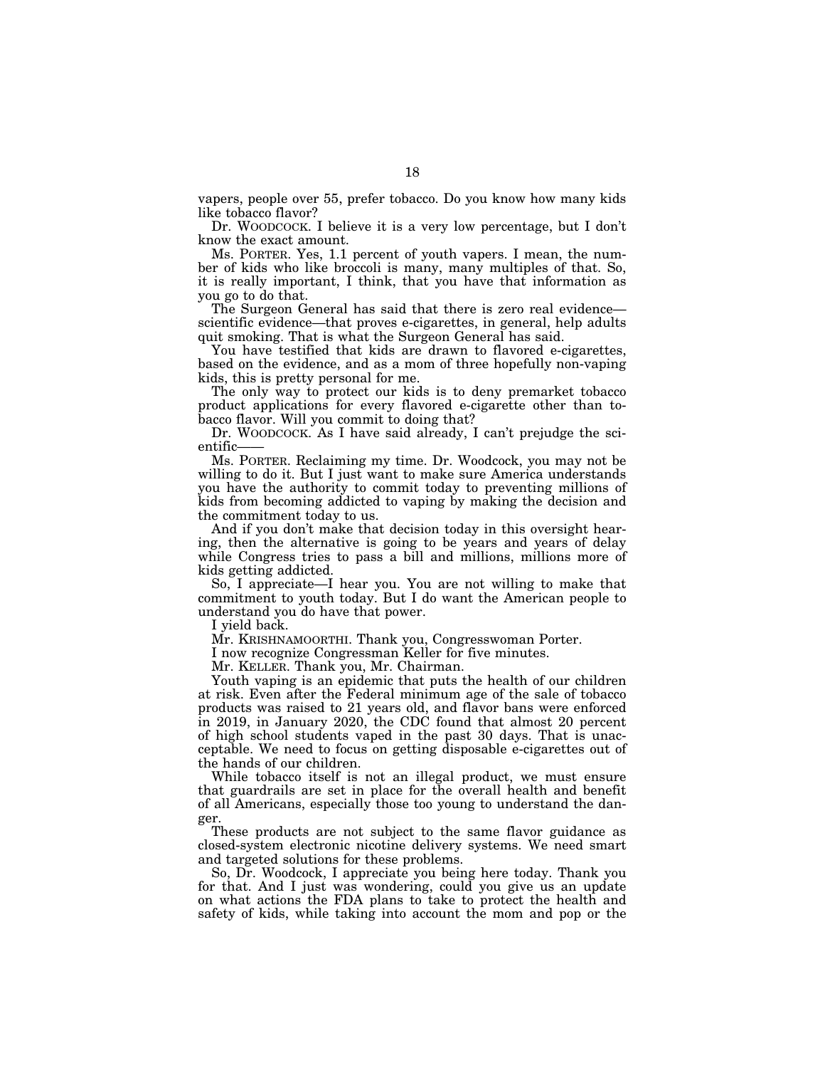vapers, people over 55, prefer tobacco. Do you know how many kids like tobacco flavor?

Dr. WOODCOCK. I believe it is a very low percentage, but I don't know the exact amount.

Ms. PORTER. Yes, 1.1 percent of youth vapers. I mean, the number of kids who like broccoli is many, many multiples of that. So, it is really important, I think, that you have that information as you go to do that.

The Surgeon General has said that there is zero real evidence—scientific evidence—that proves e-cigarettes, in general, help adults quit smoking. That is what the Surgeon General has said.

You have testified that kids are drawn to flavored e-cigarettes, based on the evidence, and as a mom of three hopefully non-vaping kids, this is pretty personal for me.

The only way to protect our kids is to deny premarket tobacco product applications for every flavored e-cigarette other than tobacco flavor. Will you commit to doing that?

Dr. WOODCOCK. As I have said already, I can't prejudge the scientific——

Ms. PORTER. Reclaiming my time. Dr. Woodcock, you may not be willing to do it. But I just want to make sure America understands you have the authority to commit today to preventing millions of kids from becoming addicted to vaping by making the decision and the commitment today to us.

And if you don't make that decision today in this oversight hearing, then the alternative is going to be years and years of delay while Congress tries to pass a bill and millions, millions more of kids getting addicted.

So, I appreciate—I hear you. You are not willing to make that commitment to youth today. But I do want the American people to understand you do have that power.

I yield back.

Mr. KRISHNAMOORTHI. Thank you, Congresswoman Porter.

I now recognize Congressman Keller for five minutes.

Mr. KELLER. Thank you, Mr. Chairman.

Youth vaping is an epidemic that puts the health of our children at risk. Even after the Federal minimum age of the sale of tobacco products was raised to 21 years old, and flavor bans were enforced in 2019, in January 2020, the CDC found that almost 20 percent of high school students vaped in the past 30 days. That is unacceptable. We need to focus on getting disposable e-cigarettes out of the hands of our children.

While tobacco itself is not an illegal product, we must ensure that guardrails are set in place for the overall health and benefit of all Americans, especially those too young to understand the danger.

These products are not subject to the same flavor guidance as closed-system electronic nicotine delivery systems. We need smart and targeted solutions for these problems.

So, Dr. Woodcock, I appreciate you being here today. Thank you for that. And I just was wondering, could you give us an update on what actions the FDA plans to take to protect the health and safety of kids, while taking into account the mom and pop or the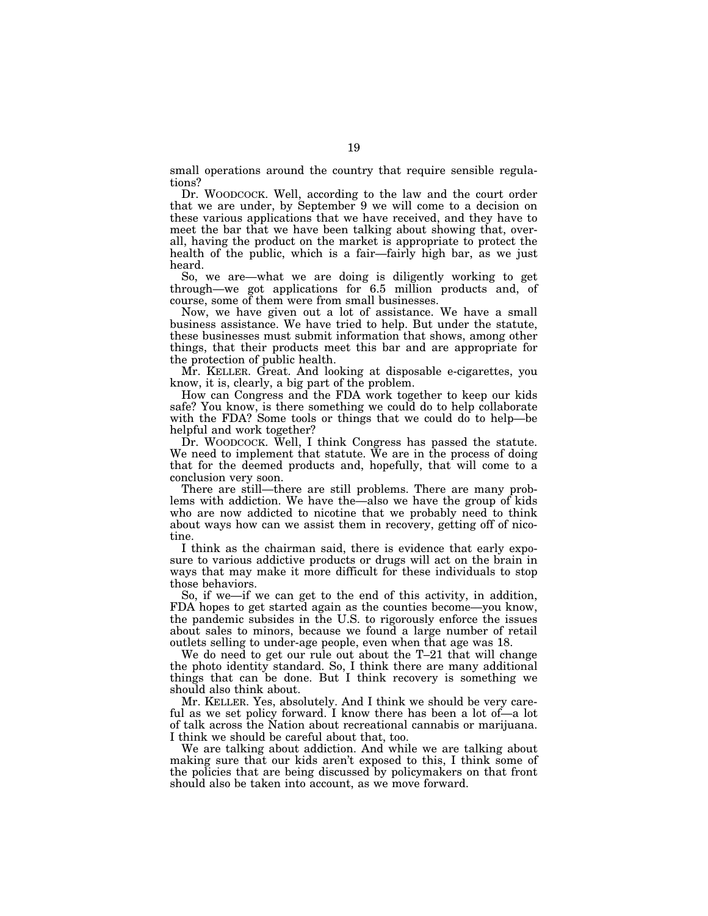small operations around the country that require sensible regulations?

Dr. WOODCOCK. Well, according to the law and the court order that we are under, by September 9 we will come to a decision on these various applications that we have received, and they have to meet the bar that we have been talking about showing that, overall, having the product on the market is appropriate to protect the health of the public, which is a fair—fairly high bar, as we just heard.

So, we are—what we are doing is diligently working to get through—we got applications for 6.5 million products and, of course, some of them were from small businesses.

Now, we have given out a lot of assistance. We have a small business assistance. We have tried to help. But under the statute, these businesses must submit information that shows, among other things, that their products meet this bar and are appropriate for the protection of public health.

Mr. KELLER. Great. And looking at disposable e-cigarettes, you know, it is, clearly, a big part of the problem.

How can Congress and the FDA work together to keep our kids safe? You know, is there something we could do to help collaborate with the FDA? Some tools or things that we could do to help—be helpful and work together?

Dr. WOODCOCK. Well, I think Congress has passed the statute. We need to implement that statute. We are in the process of doing that for the deemed products and, hopefully, that will come to a conclusion very soon.

There are still—there are still problems. There are many problems with addiction. We have the—also we have the group of kids who are now addicted to nicotine that we probably need to think about ways how can we assist them in recovery, getting off of nicotine.

I think as the chairman said, there is evidence that early exposure to various addictive products or drugs will act on the brain in ways that may make it more difficult for these individuals to stop those behaviors.

So, if we—if we can get to the end of this activity, in addition, FDA hopes to get started again as the counties become—you know, the pandemic subsides in the U.S. to rigorously enforce the issues about sales to minors, because we found a large number of retail outlets selling to under-age people, even when that age was 18.

We do need to get our rule out about the T–21 that will change the photo identity standard. So, I think there are many additional things that can be done. But I think recovery is something we should also think about.

Mr. KELLER. Yes, absolutely. And I think we should be very careful as we set policy forward. I know there has been a lot of—a lot of talk across the Nation about recreational cannabis or marijuana. I think we should be careful about that, too.

We are talking about addiction. And while we are talking about making sure that our kids aren't exposed to this, I think some of the policies that are being discussed by policymakers on that front should also be taken into account, as we move forward.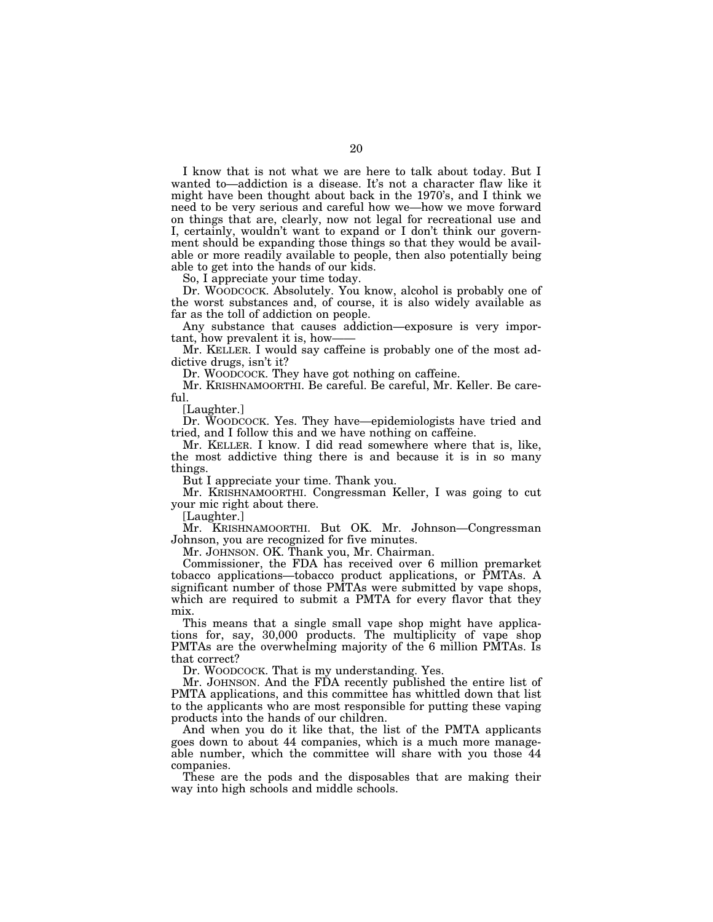I know that is not what we are here to talk about today. But I wanted to—addiction is a disease. It's not a character flaw like it might have been thought about back in the 1970's, and I think we need to be very serious and careful how we—how we move forward on things that are, clearly, now not legal for recreational use and I, certainly, wouldn't want to expand or I don't think our government should be expanding those things so that they would be available or more readily available to people, then also potentially being able to get into the hands of our kids.

So, I appreciate your time today.

Dr. WOODCOCK. Absolutely. You know, alcohol is probably one of the worst substances and, of course, it is also widely available as far as the toll of addiction on people.

Any substance that causes addiction—exposure is very important, how prevalent it is, how——

Mr. KELLER. I would say caffeine is probably one of the most addictive drugs, isn't it?

Dr. WOODCOCK. They have got nothing on caffeine.

Mr. KRISHNAMOORTHI. Be careful. Be careful, Mr. Keller. Be careful.

[Laughter.]

Dr. WOODCOCK. Yes. They have—epidemiologists have tried and tried, and I follow this and we have nothing on caffeine.

Mr. KELLER. I know. I did read somewhere where that is, like, the most addictive thing there is and because it is in so many things.

But I appreciate your time. Thank you.

Mr. KRISHNAMOORTHI. Congressman Keller, I was going to cut your mic right about there.

[Laughter.]

Mr. KRISHNAMOORTHI. But OK. Mr. Johnson—Congressman Johnson, you are recognized for five minutes.

Mr. JOHNSON. OK. Thank you, Mr. Chairman.

Commissioner, the FDA has received over 6 million premarket tobacco applications—tobacco product applications, or PMTAs. A significant number of those PMTAs were submitted by vape shops, which are required to submit a PMTA for every flavor that they mix.

This means that a single small vape shop might have applications for, say, 30,000 products. The multiplicity of vape shop PMTAs are the overwhelming majority of the 6 million PMTAs. Is that correct?

Dr. WOODCOCK. That is my understanding. Yes.

Mr. JOHNSON. And the FDA recently published the entire list of PMTA applications, and this committee has whittled down that list to the applicants who are most responsible for putting these vaping products into the hands of our children.

And when you do it like that, the list of the PMTA applicants goes down to about 44 companies, which is a much more manageable number, which the committee will share with you those 44 companies.

These are the pods and the disposables that are making their way into high schools and middle schools.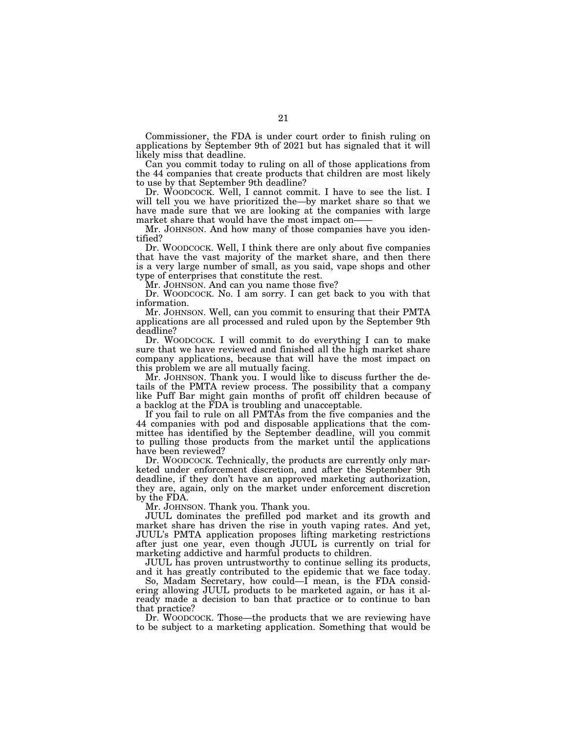Commissioner, the FDA is under court order to finish ruling on applications by September 9th of 2021 but has signaled that it will likely miss that deadline.

Can you commit today to ruling on all of those applications from the 44 companies that create products that children are most likely to use by that September 9th deadline?

Dr. WOODCOCK. Well, I cannot commit. I have to see the list. I will tell you we have prioritized the—by market share so that we have made sure that we are looking at the companies with large market share that would have the most impact on——

Mr. JOHNSON. And how many of those companies have you identified?

Dr. WOODCOCK. Well, I think there are only about five companies that have the vast majority of the market share, and then there is a very large number of small, as you said, vape shops and other type of enterprises that constitute the rest.

Mr. JOHNSON. And can you name those five?

Dr. WOODCOCK. No. I am sorry. I can get back to you with that information.

Mr. JOHNSON. Well, can you commit to ensuring that their PMTA applications are all processed and ruled upon by the September 9th deadline?

Dr. WOODCOCK. I will commit to do everything I can to make sure that we have reviewed and finished all the high market share company applications, because that will have the most impact on this problem we are all mutually facing.

Mr. JOHNSON. Thank you. I would like to discuss further the details of the PMTA review process. The possibility that a company like Puff Bar might gain months of profit off children because of a backlog at the FDA is troubling and unacceptable.

If you fail to rule on all PMTAs from the five companies and the 44 companies with pod and disposable applications that the committee has identified by the September deadline, will you commit to pulling those products from the market until the applications have been reviewed?

Dr. WOODCOCK. Technically, the products are currently only marketed under enforcement discretion, and after the September 9th deadline, if they don't have an approved marketing authorization, they are, again, only on the market under enforcement discretion by the FDA.

Mr. JOHNSON. Thank you. Thank you.

JUUL dominates the prefilled pod market and its growth and market share has driven the rise in youth vaping rates. And yet, JUUL's PMTA application proposes lifting marketing restrictions after just one year, even though JUUL is currently on trial for marketing addictive and harmful products to children.

JUUL has proven untrustworthy to continue selling its products, and it has greatly contributed to the epidemic that we face today.

So, Madam Secretary, how could—I mean, is the FDA considering allowing JUUL products to be marketed again, or has it already made a decision to ban that practice or to continue to ban that practice?

Dr. WOODCOCK. Those—the products that we are reviewing have to be subject to a marketing application. Something that would be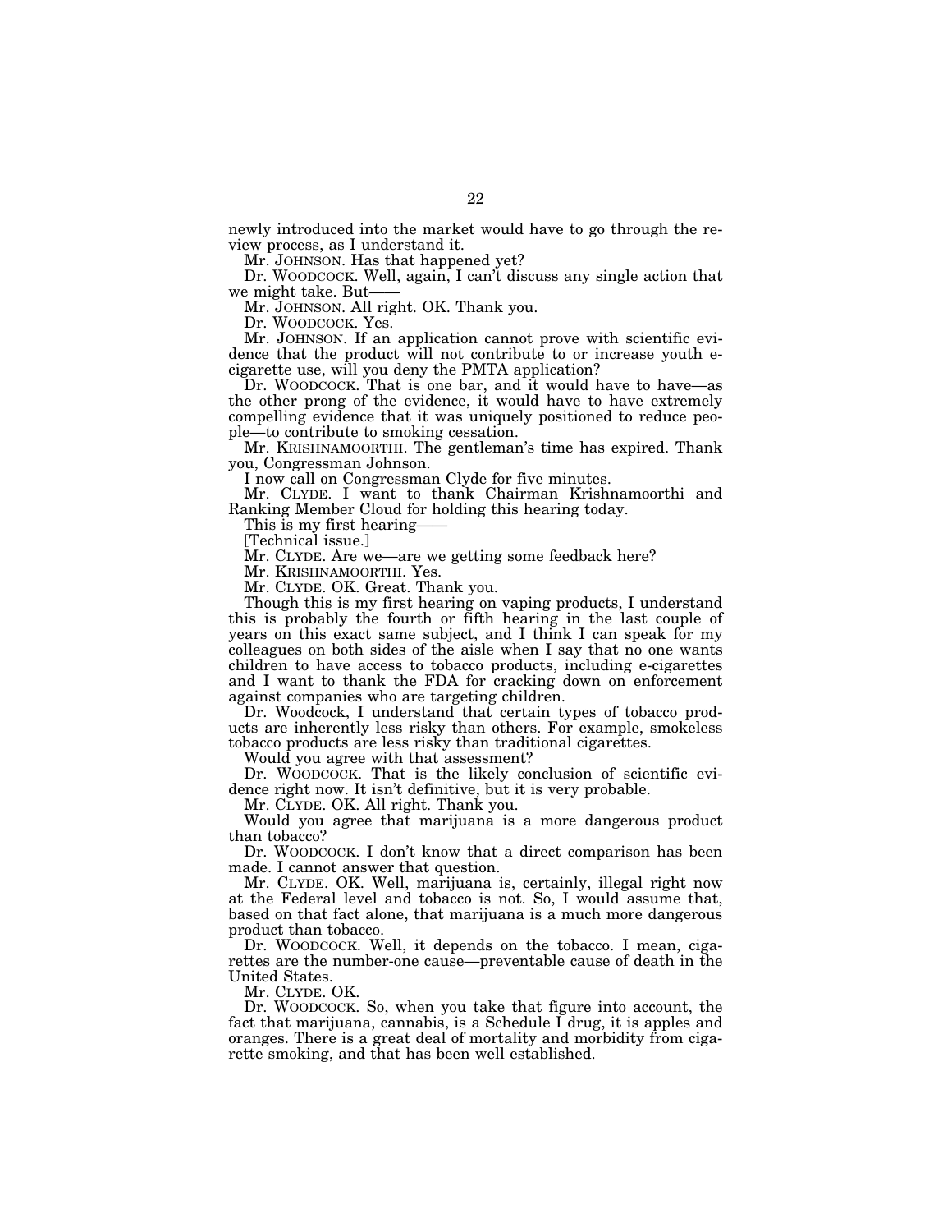newly introduced into the market would have to go through the review process, as I understand it.

Mr. JOHNSON. Has that happened yet?

Dr. WOODCOCK. Well, again, I can't discuss any single action that we might take. But——

Mr. JOHNSON. All right. OK. Thank you.

Dr. WOODCOCK. Yes.

Mr. JOHNSON. If an application cannot prove with scientific evidence that the product will not contribute to or increase youth e-cigarette use, will you deny the PMTA application?

Dr. WOODCOCK. That is one bar, and it would have to have—as the other prong of the evidence, it would have to have extremely compelling evidence that it was uniquely positioned to reduce people—to contribute to smoking cessation.

Mr. KRISHNAMOORTHI. The gentleman's time has expired. Thank you, Congressman Johnson.

I now call on Congressman Clyde for five minutes.

Mr. CLYDE. I want to thank Chairman Krishnamoorthi and Ranking Member Cloud for holding this hearing today.

This is my first hearing——

[Technical issue.]

Mr. CLYDE. Are we—are we getting some feedback here?

Mr. KRISHNAMOORTHI. Yes.

Mr. CLYDE. OK. Great. Thank you.

Though this is my first hearing on vaping products, I understand this is probably the fourth or fifth hearing in the last couple of years on this exact same subject, and I think I can speak for my colleagues on both sides of the aisle when I say that no one wants children to have access to tobacco products, including e-cigarettes and I want to thank the FDA for cracking down on enforcement against companies who are targeting children.

Dr. Woodcock, I understand that certain types of tobacco products are inherently less risky than others. For example, smokeless tobacco products are less risky than traditional cigarettes.

Would you agree with that assessment?

Dr. WOODCOCK. That is the likely conclusion of scientific evidence right now. It isn't definitive, but it is very probable.

Mr. CLYDE. OK. All right. Thank you.

Would you agree that marijuana is a more dangerous product than tobacco?

Dr. WOODCOCK. I don't know that a direct comparison has been made. I cannot answer that question.

Mr. CLYDE. OK. Well, marijuana is, certainly, illegal right now at the Federal level and tobacco is not. So, I would assume that, based on that fact alone, that marijuana is a much more dangerous product than tobacco.

Dr. WOODCOCK. Well, it depends on the tobacco. I mean, cigarettes are the number-one cause—preventable cause of death in the United States.

Mr. CLYDE. OK.

Dr. WOODCOCK. So, when you take that figure into account, the fact that marijuana, cannabis, is a Schedule I drug, it is apples and oranges. There is a great deal of mortality and morbidity from cigarette smoking, and that has been well established.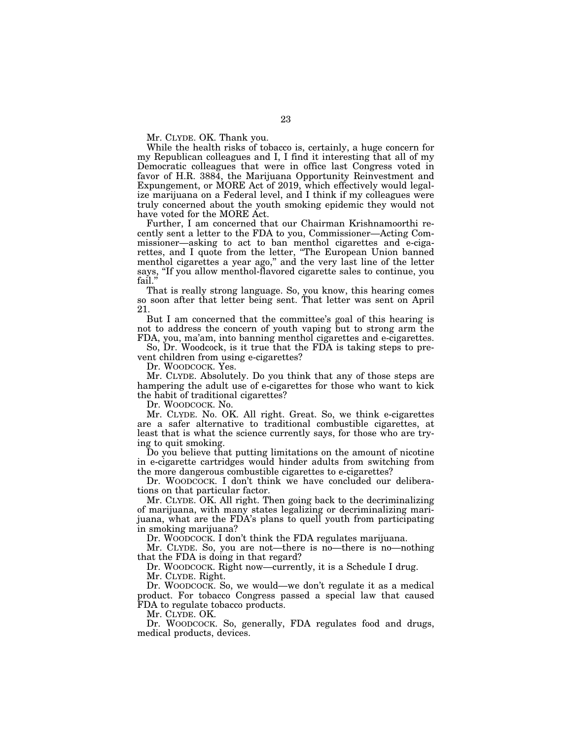Mr. CLYDE. OK. Thank you.

While the health risks of tobacco is, certainly, a huge concern for my Republican colleagues and I, I find it interesting that all of my Democratic colleagues that were in office last Congress voted in favor of H.R. 3884, the Marijuana Opportunity Reinvestment and Expungement, or MORE Act of 2019, which effectively would legalize marijuana on a Federal level, and I think if my colleagues were truly concerned about the youth smoking epidemic they would not have voted for the MORE Act.

Further, I am concerned that our Chairman Krishnamoorthi recently sent a letter to the FDA to you, Commissioner—Acting Commissioner—asking to act to ban menthol cigarettes and e-cigarettes, and I quote from the letter, "The European Union banned menthol cigarettes a year ago," and the very last line of the letter says, "If you allow menthol-flavored cigarette sales to continue, you fail."

That is really strong language. So, you know, this hearing comes so soon after that letter being sent. That letter was sent on April 21.

But I am concerned that the committee's goal of this hearing is not to address the concern of youth vaping but to strong arm the FDA, you, ma'am, into banning menthol cigarettes and e-cigarettes.

So, Dr. Woodcock, is it true that the FDA is taking steps to prevent children from using e-cigarettes?

Dr. WOODCOCK. Yes.

Mr. CLYDE. Absolutely. Do you think that any of those steps are hampering the adult use of e-cigarettes for those who want to kick the habit of traditional cigarettes?

Dr. WOODCOCK. No.

Mr. CLYDE. No. OK. All right. Great. So, we think e-cigarettes are a safer alternative to traditional combustible cigarettes, at least that is what the science currently says, for those who are trying to quit smoking.

Do you believe that putting limitations on the amount of nicotine in e-cigarette cartridges would hinder adults from switching from the more dangerous combustible cigarettes to e-cigarettes?

Dr. WOODCOCK. I don't think we have concluded our deliberations on that particular factor.

Mr. CLYDE. OK. All right. Then going back to the decriminalizing of marijuana, with many states legalizing or decriminalizing marijuana, what are the FDA's plans to quell youth from participating in smoking marijuana?

Dr. WOODCOCK. I don't think the FDA regulates marijuana.

Mr. CLYDE. So, you are not—there is no—there is no—nothing that the FDA is doing in that regard?

Dr. WOODCOCK. Right now—currently, it is a Schedule I drug.

Mr. CLYDE. Right.

Dr. WOODCOCK. So, we would—we don't regulate it as a medical product. For tobacco Congress passed a special law that caused FDA to regulate tobacco products.

Mr. CLYDE. OK.

Dr. WOODCOCK. So, generally, FDA regulates food and drugs, medical products, devices.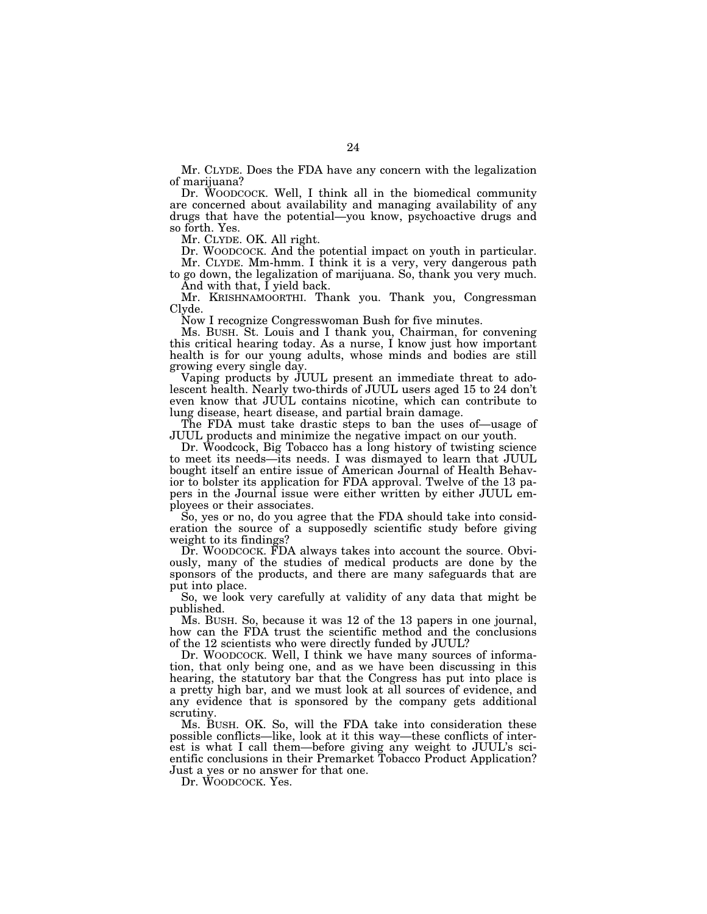Mr. CLYDE. Does the FDA have any concern with the legalization of marijuana?

Dr. WOODCOCK. Well, I think all in the biomedical community are concerned about availability and managing availability of any drugs that have the potential—you know, psychoactive drugs and so forth. Yes.

Mr. CLYDE. OK. All right.

Dr. WOODCOCK. And the potential impact on youth in particular.

Mr. CLYDE. Mm-hmm. I think it is a very, very dangerous path to go down, the legalization of marijuana. So, thank you very much.

And with that, I yield back.

Mr. KRISHNAMOORTHI. Thank you. Thank you, Congressman Clyde.

Now I recognize Congresswoman Bush for five minutes.

Ms. BUSH. St. Louis and I thank you, Chairman, for convening this critical hearing today. As a nurse, I know just how important health is for our young adults, whose minds and bodies are still growing every single day.

Vaping products by JUUL present an immediate threat to adolescent health. Nearly two-thirds of JUUL users aged 15 to 24 don't even know that JUUL contains nicotine, which can contribute to lung disease, heart disease, and partial brain damage.

The FDA must take drastic steps to ban the uses of—usage of JUUL products and minimize the negative impact on our youth.

Dr. Woodcock, Big Tobacco has a long history of twisting science to meet its needs—its needs. I was dismayed to learn that JUUL bought itself an entire issue of American Journal of Health Behavior to bolster its application for FDA approval. Twelve of the 13 papers in the Journal issue were either written by either JUUL employees or their associates.

So, yes or no, do you agree that the FDA should take into consideration the source of a supposedly scientific study before giving weight to its findings?

Dr. WOODCOCK. FDA always takes into account the source. Obviously, many of the studies of medical products are done by the sponsors of the products, and there are many safeguards that are put into place.

So, we look very carefully at validity of any data that might be published.

Ms. BUSH. So, because it was 12 of the 13 papers in one journal, how can the FDA trust the scientific method and the conclusions of the 12 scientists who were directly funded by JUUL?

Dr. WOODCOCK. Well, I think we have many sources of information, that only being one, and as we have been discussing in this hearing, the statutory bar that the Congress has put into place is a pretty high bar, and we must look at all sources of evidence, and any evidence that is sponsored by the company gets additional scrutiny.

Ms. BUSH. OK. So, will the FDA take into consideration these possible conflicts—like, look at it this way—these conflicts of interest is what I call them—before giving any weight to JUUL's scientific conclusions in their Premarket Tobacco Product Application? Just a yes or no answer for that one.

Dr. WOODCOCK. Yes.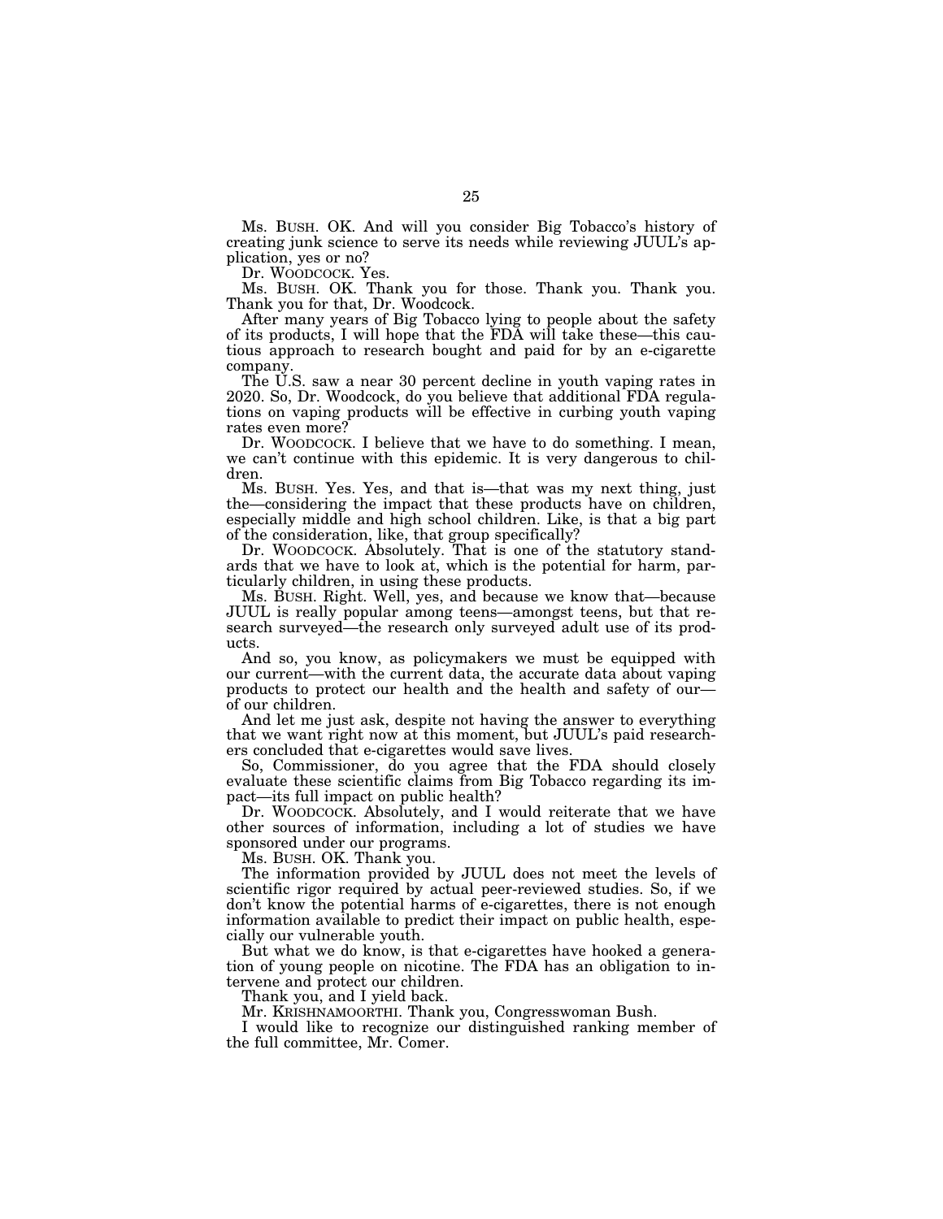Ms. BUSH. OK. And will you consider Big Tobacco's history of creating junk science to serve its needs while reviewing JUUL's application, yes or no?

Dr. WOODCOCK. Yes.

Ms. BUSH. OK. Thank you for those. Thank you. Thank you. Thank you for that, Dr. Woodcock.

After many years of Big Tobacco lying to people about the safety of its products, I will hope that the FDA will take these—this cautious approach to research bought and paid for by an e-cigarette company.

The U.S. saw a near 30 percent decline in youth vaping rates in 2020. So, Dr. Woodcock, do you believe that additional FDA regulations on vaping products will be effective in curbing youth vaping rates even more?

Dr. WOODCOCK. I believe that we have to do something. I mean, we can't continue with this epidemic. It is very dangerous to children.

Ms. BUSH. Yes. Yes, and that is—that was my next thing, just the—considering the impact that these products have on children, especially middle and high school children. Like, is that a big part of the consideration, like, that group specifically?

Dr. WOODCOCK. Absolutely. That is one of the statutory standards that we have to look at, which is the potential for harm, particularly children, in using these products.

Ms. BUSH. Right. Well, yes, and because we know that—because JUUL is really popular among teens—amongst teens, but that research surveyed—the research only surveyed adult use of its products.

And so, you know, as policymakers we must be equipped with our current—with the current data, the accurate data about vaping products to protect our health and the health and safety of our—of our children.

And let me just ask, despite not having the answer to everything that we want right now at this moment, but JUUL's paid researchers concluded that e-cigarettes would save lives.

So, Commissioner, do you agree that the FDA should closely evaluate these scientific claims from Big Tobacco regarding its impact—its full impact on public health?

Dr. WOODCOCK. Absolutely, and I would reiterate that we have other sources of information, including a lot of studies we have sponsored under our programs.

Ms. BUSH. OK. Thank you.

The information provided by JUUL does not meet the levels of scientific rigor required by actual peer-reviewed studies. So, if we don't know the potential harms of e-cigarettes, there is not enough information available to predict their impact on public health, especially our vulnerable youth.

But what we do know, is that e-cigarettes have hooked a generation of young people on nicotine. The FDA has an obligation to intervene and protect our children.

Thank you, and I yield back.

Mr. KRISHNAMOORTHI. Thank you, Congresswoman Bush.

I would like to recognize our distinguished ranking member of the full committee, Mr. Comer.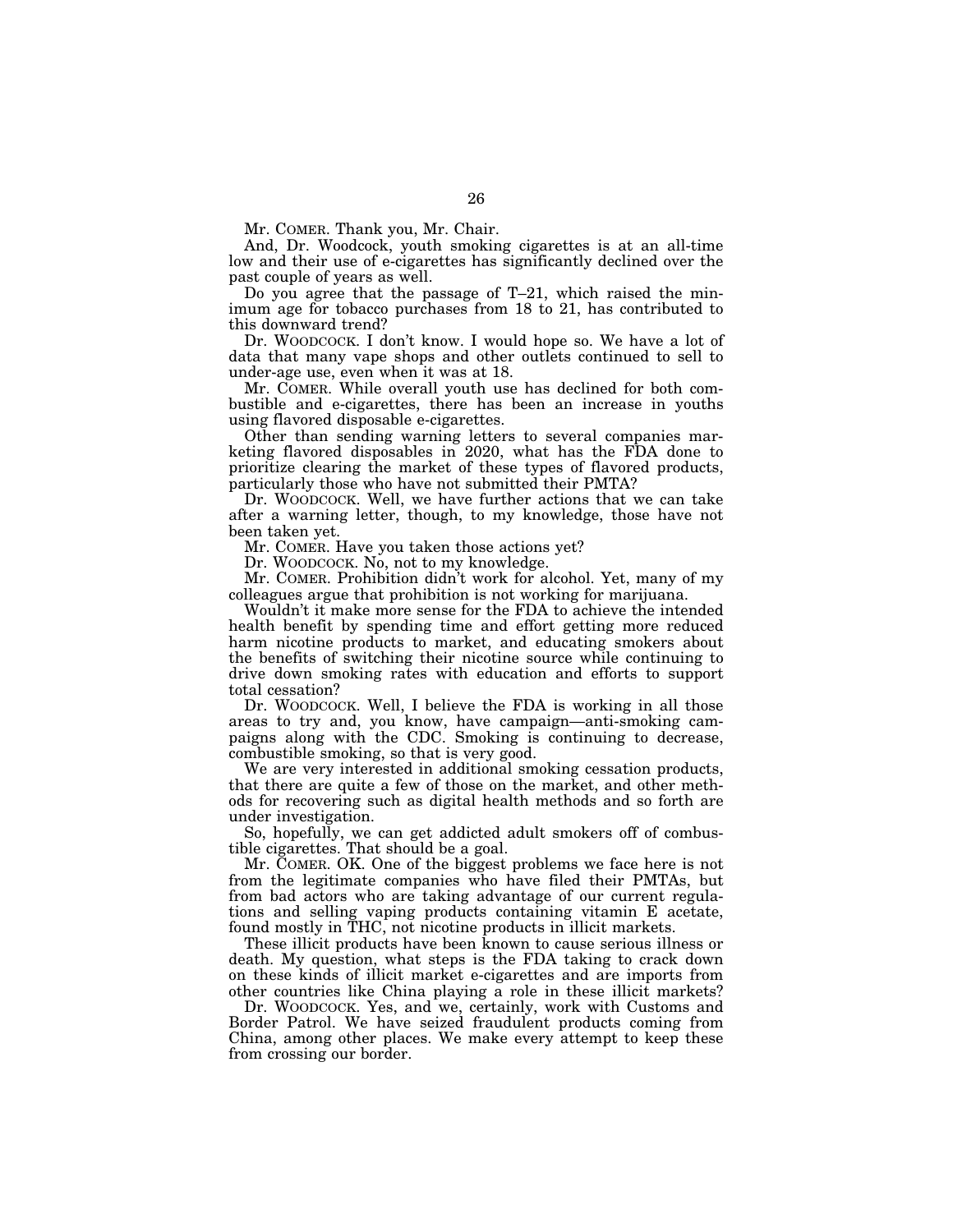Mr. COMER. Thank you, Mr. Chair.

And, Dr. Woodcock, youth smoking cigarettes is at an all-time low and their use of e-cigarettes has significantly declined over the past couple of years as well.

Do you agree that the passage of T–21, which raised the minimum age for tobacco purchases from 18 to 21, has contributed to this downward trend?

Dr. WOODCOCK. I don't know. I would hope so. We have a lot of data that many vape shops and other outlets continued to sell to under-age use, even when it was at 18.

Mr. COMER. While overall youth use has declined for both combustible and e-cigarettes, there has been an increase in youths using flavored disposable e-cigarettes.

Other than sending warning letters to several companies marketing flavored disposables in 2020, what has the FDA done to prioritize clearing the market of these types of flavored products, particularly those who have not submitted their PMTA?

Dr. WOODCOCK. Well, we have further actions that we can take after a warning letter, though, to my knowledge, those have not been taken yet.

Mr. COMER. Have you taken those actions yet?

Dr. WOODCOCK. No, not to my knowledge.

Mr. COMER. Prohibition didn't work for alcohol. Yet, many of my colleagues argue that prohibition is not working for marijuana.

Wouldn't it make more sense for the FDA to achieve the intended health benefit by spending time and effort getting more reduced harm nicotine products to market, and educating smokers about the benefits of switching their nicotine source while continuing to drive down smoking rates with education and efforts to support total cessation?

Dr. WOODCOCK. Well, I believe the FDA is working in all those areas to try and, you know, have campaign—anti-smoking campaigns along with the CDC. Smoking is continuing to decrease, combustible smoking, so that is very good.

We are very interested in additional smoking cessation products, that there are quite a few of those on the market, and other methods for recovering such as digital health methods and so forth are under investigation.

So, hopefully, we can get addicted adult smokers off of combustible cigarettes. That should be a goal.

Mr. COMER. OK. One of the biggest problems we face here is not from the legitimate companies who have filed their PMTAs, but from bad actors who are taking advantage of our current regulations and selling vaping products containing vitamin E acetate, found mostly in THC, not nicotine products in illicit markets.

These illicit products have been known to cause serious illness or death. My question, what steps is the FDA taking to crack down on these kinds of illicit market e-cigarettes and are imports from other countries like China playing a role in these illicit markets?

Dr. WOODCOCK. Yes, and we, certainly, work with Customs and Border Patrol. We have seized fraudulent products coming from China, among other places. We make every attempt to keep these from crossing our border.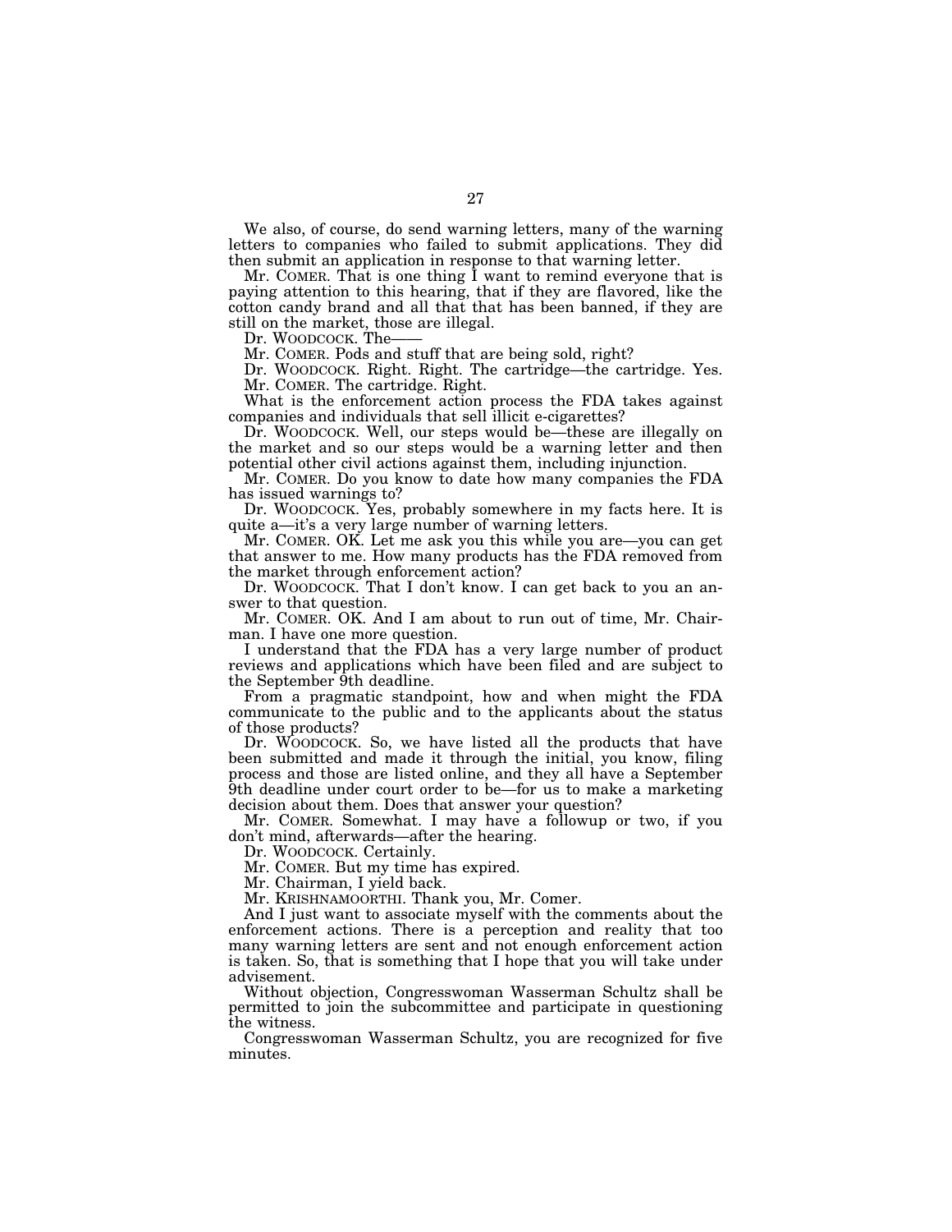We also, of course, do send warning letters, many of the warning letters to companies who failed to submit applications. They did then submit an application in response to that warning letter.

Mr. COMER. That is one thing I want to remind everyone that is paying attention to this hearing, that if they are flavored, like the cotton candy brand and all that that has been banned, if they are still on the market, those are illegal.

Dr. WOODCOCK. The——

Mr. COMER. Pods and stuff that are being sold, right?

Dr. WOODCOCK. Right. Right. The cartridge—the cartridge. Yes.

Mr. COMER. The cartridge. Right.

What is the enforcement action process the FDA takes against companies and individuals that sell illicit e-cigarettes?

Dr. WOODCOCK. Well, our steps would be—these are illegally on the market and so our steps would be a warning letter and then potential other civil actions against them, including injunction.

Mr. COMER. Do you know to date how many companies the FDA has issued warnings to?

Dr. WOODCOCK. Yes, probably somewhere in my facts here. It is quite a—it's a very large number of warning letters.

Mr. COMER. OK. Let me ask you this while you are—you can get that answer to me. How many products has the FDA removed from the market through enforcement action?

Dr. WOODCOCK. That I don't know. I can get back to you an answer to that question.

Mr. COMER. OK. And I am about to run out of time, Mr. Chairman. I have one more question.

I understand that the FDA has a very large number of product reviews and applications which have been filed and are subject to the September 9th deadline.

From a pragmatic standpoint, how and when might the FDA communicate to the public and to the applicants about the status of those products?

Dr. WOODCOCK. So, we have listed all the products that have been submitted and made it through the initial, you know, filing process and those are listed online, and they all have a September 9th deadline under court order to be—for us to make a marketing decision about them. Does that answer your question?

Mr. COMER. Somewhat. I may have a followup or two, if you don't mind, afterwards—after the hearing.

Dr. WOODCOCK. Certainly.

Mr. COMER. But my time has expired.

Mr. Chairman, I yield back.

Mr. KRISHNAMOORTHI. Thank you, Mr. Comer.

And I just want to associate myself with the comments about the enforcement actions. There is a perception and reality that too many warning letters are sent and not enough enforcement action is taken. So, that is something that I hope that you will take under advisement.

Without objection, Congresswoman Wasserman Schultz shall be permitted to join the subcommittee and participate in questioning the witness.

Congresswoman Wasserman Schultz, you are recognized for five minutes.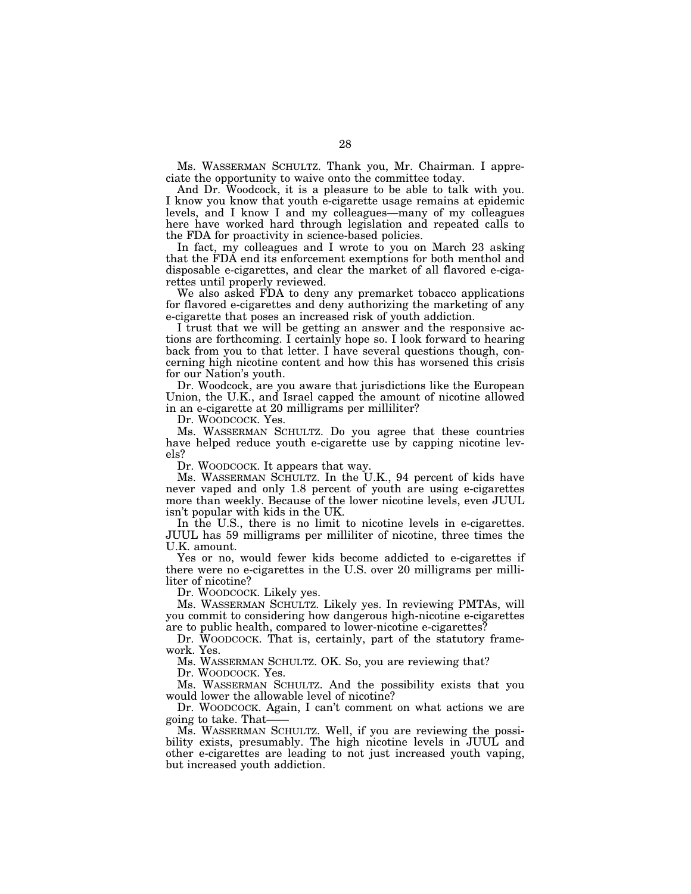Ms. WASSERMAN SCHULTZ. Thank you, Mr. Chairman. I appreciate the opportunity to waive onto the committee today.

And Dr. Woodcock, it is a pleasure to be able to talk with you. I know you know that youth e-cigarette usage remains at epidemic levels, and I know I and my colleagues—many of my colleagues here have worked hard through legislation and repeated calls to the FDA for proactivity in science-based policies.

In fact, my colleagues and I wrote to you on March 23 asking that the FDA end its enforcement exemptions for both menthol and disposable e-cigarettes, and clear the market of all flavored e-cigarettes until properly reviewed.

We also asked FDA to deny any premarket tobacco applications for flavored e-cigarettes and deny authorizing the marketing of any e-cigarette that poses an increased risk of youth addiction.

I trust that we will be getting an answer and the responsive actions are forthcoming. I certainly hope so. I look forward to hearing back from you to that letter. I have several questions though, concerning high nicotine content and how this has worsened this crisis for our Nation's youth.

Dr. Woodcock, are you aware that jurisdictions like the European Union, the U.K., and Israel capped the amount of nicotine allowed in an e-cigarette at 20 milligrams per milliliter?

Dr. WOODCOCK. Yes.

Ms. WASSERMAN SCHULTZ. Do you agree that these countries have helped reduce youth e-cigarette use by capping nicotine levels?

Dr. WOODCOCK. It appears that way.

Ms. WASSERMAN SCHULTZ. In the U.K., 94 percent of kids have never vaped and only 1.8 percent of youth are using e-cigarettes more than weekly. Because of the lower nicotine levels, even JUUL isn't popular with kids in the UK.

In the U.S., there is no limit to nicotine levels in e-cigarettes. JUUL has 59 milligrams per milliliter of nicotine, three times the U.K. amount.

Yes or no, would fewer kids become addicted to e-cigarettes if there were no e-cigarettes in the U.S. over 20 milligrams per milliliter of nicotine?

Dr. WOODCOCK. Likely yes.

Ms. WASSERMAN SCHULTZ. Likely yes. In reviewing PMTAs, will you commit to considering how dangerous high-nicotine e-cigarettes are to public health, compared to lower-nicotine e-cigarettes?

Dr. WOODCOCK. That is, certainly, part of the statutory framework. Yes.

Ms. WASSERMAN SCHULTZ. OK. So, you are reviewing that?

Dr. WOODCOCK. Yes.

Ms. WASSERMAN SCHULTZ. And the possibility exists that you would lower the allowable level of nicotine?

Dr. WOODCOCK. Again, I can't comment on what actions we are going to take. That——

Ms. WASSERMAN SCHULTZ. Well, if you are reviewing the possibility exists, presumably. The high nicotine levels in JUUL and other e-cigarettes are leading to not just increased youth vaping, but increased youth addiction.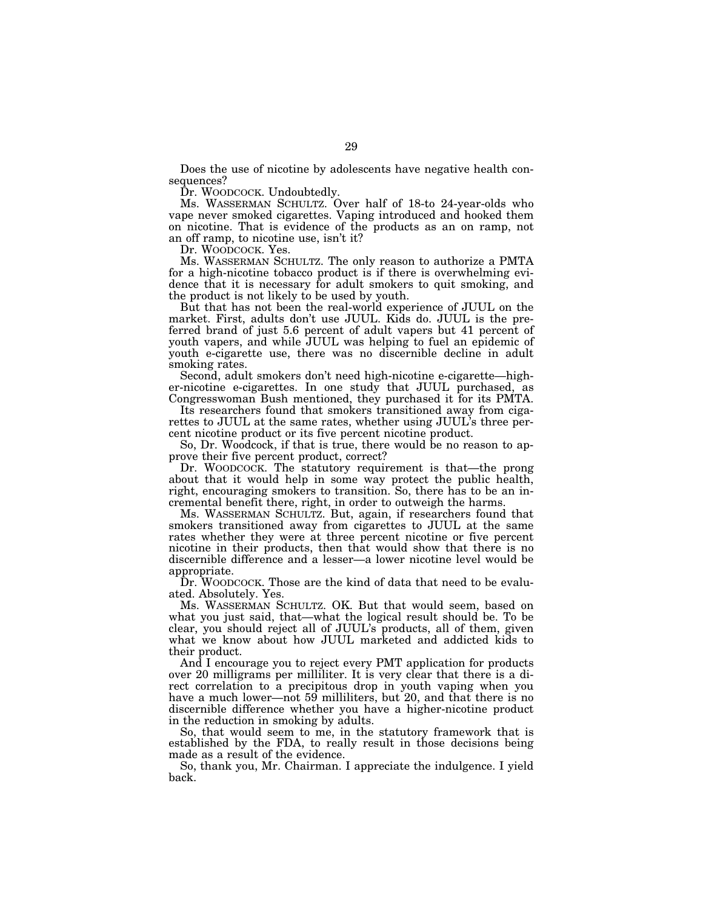Does the use of nicotine by adolescents have negative health consequences?

Dr. WOODCOCK. Undoubtedly.

Ms. WASSERMAN SCHULTZ. Over half of 18-to 24-year-olds who vape never smoked cigarettes. Vaping introduced and hooked them on nicotine. That is evidence of the products as an on ramp, not an off ramp, to nicotine use, isn't it?

Dr. WOODCOCK. Yes.

Ms. WASSERMAN SCHULTZ. The only reason to authorize a PMTA for a high-nicotine tobacco product is if there is overwhelming evidence that it is necessary for adult smokers to quit smoking, and the product is not likely to be used by youth.

But that has not been the real-world experience of JUUL on the market. First, adults don't use JUUL. Kids do. JUUL is the preferred brand of just 5.6 percent of adult vapers but 41 percent of youth vapers, and while JUUL was helping to fuel an epidemic of youth e-cigarette use, there was no discernible decline in adult smoking rates.

Second, adult smokers don't need high-nicotine e-cigarette—higher-nicotine e-cigarettes. In one study that JUUL purchased, as Congresswoman Bush mentioned, they purchased it for its PMTA.

Its researchers found that smokers transitioned away from cigarettes to JUUL at the same rates, whether using JUUL's three percent nicotine product or its five percent nicotine product.

So, Dr. Woodcock, if that is true, there would be no reason to approve their five percent product, correct?

Dr. WOODCOCK. The statutory requirement is that—the prong about that it would help in some way protect the public health, right, encouraging smokers to transition. So, there has to be an incremental benefit there, right, in order to outweigh the harms.

Ms. WASSERMAN SCHULTZ. But, again, if researchers found that smokers transitioned away from cigarettes to JUUL at the same rates whether they were at three percent nicotine or five percent nicotine in their products, then that would show that there is no discernible difference and a lesser—a lower nicotine level would be appropriate.

Dr. WOODCOCK. Those are the kind of data that need to be evaluated. Absolutely. Yes.

Ms. WASSERMAN SCHULTZ. OK. But that would seem, based on what you just said, that—what the logical result should be. To be clear, you should reject all of JUUL's products, all of them, given what we know about how JUUL marketed and addicted kids to their product.

And I encourage you to reject every PMT application for products over 20 milligrams per milliliter. It is very clear that there is a direct correlation to a precipitous drop in youth vaping when you have a much lower—not 59 milliliters, but 20, and that there is no discernible difference whether you have a higher-nicotine product in the reduction in smoking by adults.

So, that would seem to me, in the statutory framework that is established by the FDA, to really result in those decisions being made as a result of the evidence.

So, thank you, Mr. Chairman. I appreciate the indulgence. I yield back.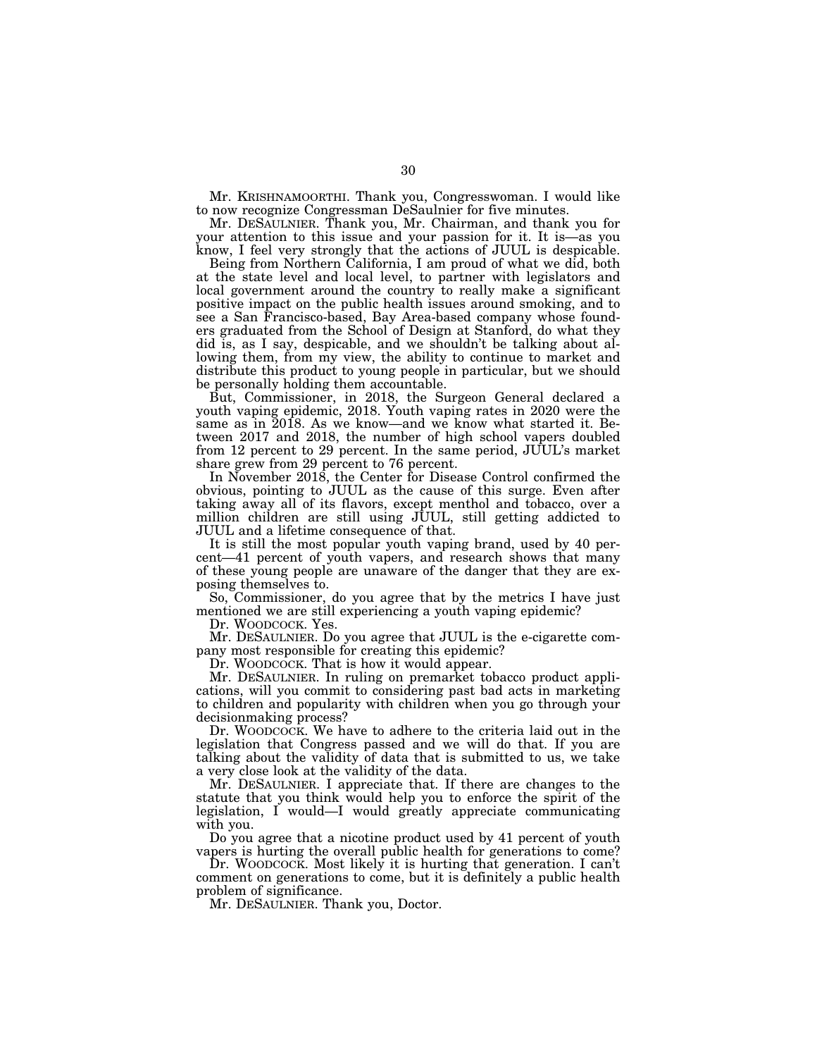Mr. KRISHNAMOORTHI. Thank you, Congresswoman. I would like to now recognize Congressman DeSaulnier for five minutes.

Mr. DESAULNIER. Thank you, Mr. Chairman, and thank you for your attention to this issue and your passion for it. It is—as you know, I feel very strongly that the actions of JUUL is despicable.

Being from Northern California, I am proud of what we did, both at the state level and local level, to partner with legislators and local government around the country to really make a significant positive impact on the public health issues around smoking, and to see a San Francisco-based, Bay Area-based company whose founders graduated from the School of Design at Stanford, do what they did is, as I say, despicable, and we shouldn't be talking about allowing them, from my view, the ability to continue to market and distribute this product to young people in particular, but we should be personally holding them accountable.

But, Commissioner, in 2018, the Surgeon General declared a youth vaping epidemic, 2018. Youth vaping rates in 2020 were the same as in 2018. As we know—and we know what started it. Between 2017 and 2018, the number of high school vapers doubled from 12 percent to 29 percent. In the same period, JUUL's market share grew from 29 percent to 76 percent.

In November 2018, the Center for Disease Control confirmed the obvious, pointing to JUUL as the cause of this surge. Even after taking away all of its flavors, except menthol and tobacco, over a million children are still using JUUL, still getting addicted to JUUL and a lifetime consequence of that.

It is still the most popular youth vaping brand, used by 40 percent—41 percent of youth vapers, and research shows that many of these young people are unaware of the danger that they are exposing themselves to.

So, Commissioner, do you agree that by the metrics I have just mentioned we are still experiencing a youth vaping epidemic?

Dr. WOODCOCK. Yes.

Mr. DESAULNIER. Do you agree that JUUL is the e-cigarette company most responsible for creating this epidemic?

Dr. WOODCOCK. That is how it would appear.

Mr. DESAULNIER. In ruling on premarket tobacco product applications, will you commit to considering past bad acts in marketing to children and popularity with children when you go through your decisionmaking process?

Dr. WOODCOCK. We have to adhere to the criteria laid out in the legislation that Congress passed and we will do that. If you are talking about the validity of data that is submitted to us, we take a very close look at the validity of the data.

Mr. DESAULNIER. I appreciate that. If there are changes to the statute that you think would help you to enforce the spirit of the legislation, I would—I would greatly appreciate communicating with you.

Do you agree that a nicotine product used by 41 percent of youth vapers is hurting the overall public health for generations to come?

Dr. WOODCOCK. Most likely it is hurting that generation. I can't comment on generations to come, but it is definitely a public health problem of significance.

Mr. DESAULNIER. Thank you, Doctor.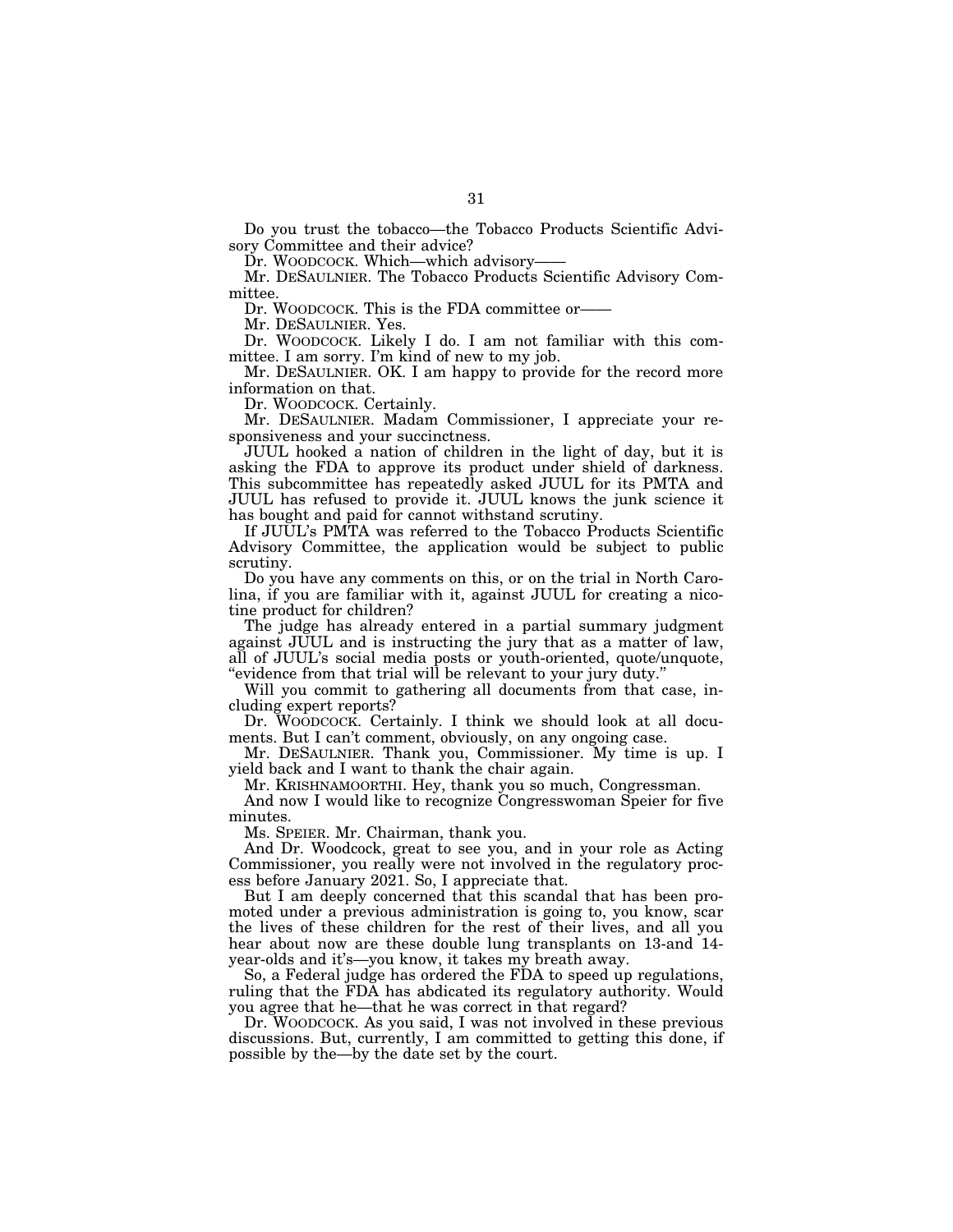Do you trust the tobacco—the Tobacco Products Scientific Advisory Committee and their advice?

Dr. WOODCOCK. Which—which advisory——

Mr. DESAULNIER. The Tobacco Products Scientific Advisory Committee.

Dr. WOODCOCK. This is the FDA committee or——

Mr. DESAULNIER. Yes.

Dr. WOODCOCK. Likely I do. I am not familiar with this committee. I am sorry. I'm kind of new to my job.

Mr. DESAULNIER. OK. I am happy to provide for the record more information on that.

Dr. WOODCOCK. Certainly.

Mr. DESAULNIER. Madam Commissioner, I appreciate your responsiveness and your succinctness.

JUUL hooked a nation of children in the light of day, but it is asking the FDA to approve its product under shield of darkness. This subcommittee has repeatedly asked JUUL for its PMTA and JUUL has refused to provide it. JUUL knows the junk science it has bought and paid for cannot withstand scrutiny.

If JUUL's PMTA was referred to the Tobacco Products Scientific Advisory Committee, the application would be subject to public scrutiny.

Do you have any comments on this, or on the trial in North Carolina, if you are familiar with it, against JUUL for creating a nicotine product for children?

The judge has already entered in a partial summary judgment against JUUL and is instructing the jury that as a matter of law, all of JUUL's social media posts or youth-oriented, quote/unquote, "evidence from that trial will be relevant to your jury duty."

Will you commit to gathering all documents from that case, including expert reports?

Dr. WOODCOCK. Certainly. I think we should look at all documents. But I can't comment, obviously, on any ongoing case.

Mr. DESAULNIER. Thank you, Commissioner. My time is up. I yield back and I want to thank the chair again.

Mr. KRISHNAMOORTHI. Hey, thank you so much, Congressman.

And now I would like to recognize Congresswoman Speier for five minutes.

Ms. SPEIER. Mr. Chairman, thank you.

And Dr. Woodcock, great to see you, and in your role as Acting Commissioner, you really were not involved in the regulatory process before January 2021. So, I appreciate that.

But I am deeply concerned that this scandal that has been promoted under a previous administration is going to, you know, scar the lives of these children for the rest of their lives, and all you hear about now are these double lung transplants on 13-and 14-year-olds and it's—you know, it takes my breath away.

So, a Federal judge has ordered the FDA to speed up regulations, ruling that the FDA has abdicated its regulatory authority. Would you agree that he—that he was correct in that regard?

Dr. WOODCOCK. As you said, I was not involved in these previous discussions. But, currently, I am committed to getting this done, if possible by the—by the date set by the court.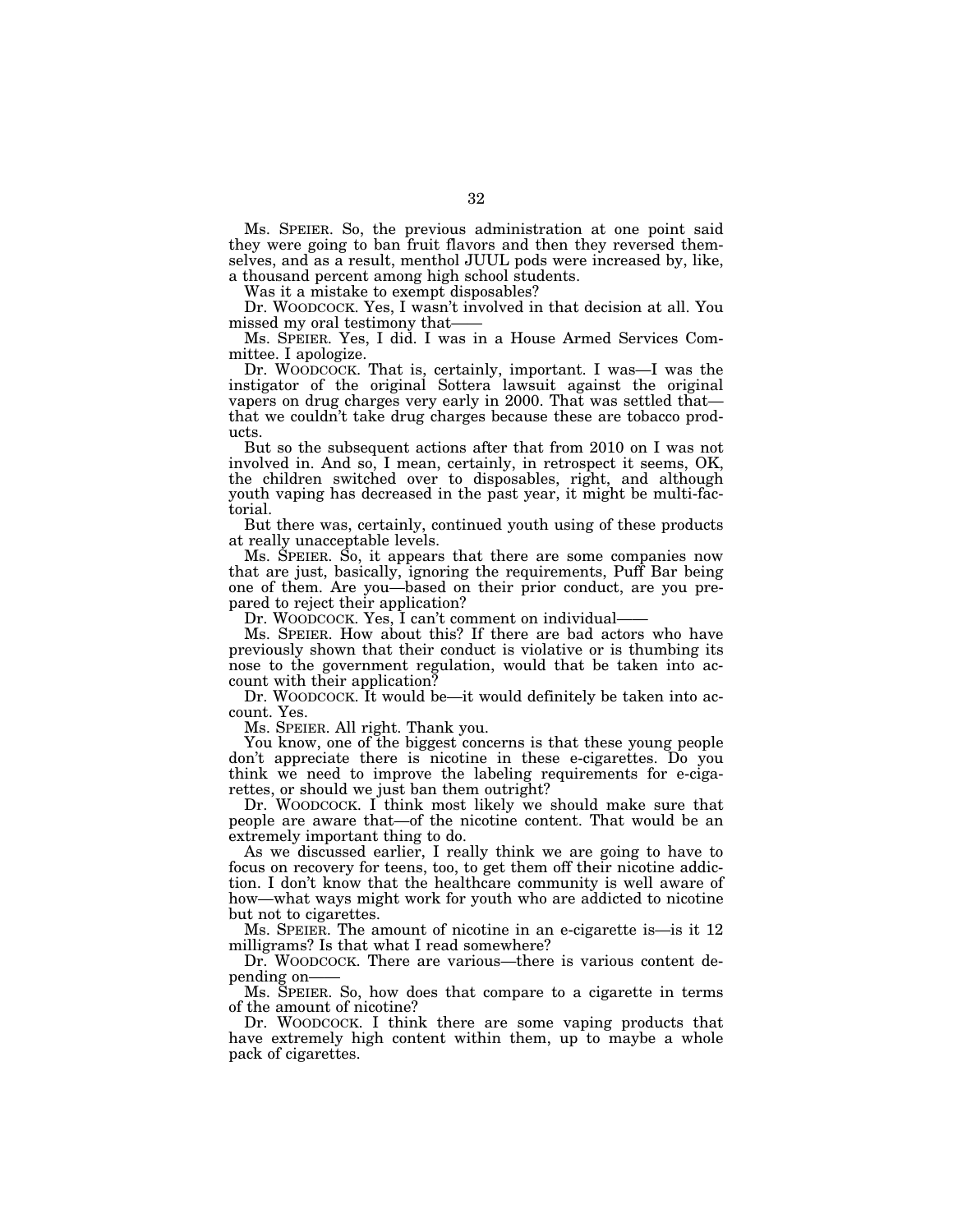Ms. SPEIER. So, the previous administration at one point said they were going to ban fruit flavors and then they reversed themselves, and as a result, menthol JUUL pods were increased by, like, a thousand percent among high school students.

Was it a mistake to exempt disposables?

Dr. WOODCOCK. Yes, I wasn't involved in that decision at all. You missed my oral testimony that——

Ms. SPEIER. Yes, I did. I was in a House Armed Services Committee. I apologize.

Dr. WOODCOCK. That is, certainly, important. I was—I was the instigator of the original Sottera lawsuit against the original vapers on drug charges very early in 2000. That was settled that—that we couldn't take drug charges because these are tobacco products.

But so the subsequent actions after that from 2010 on I was not involved in. And so, I mean, certainly, in retrospect it seems, OK, the children switched over to disposables, right, and although youth vaping has decreased in the past year, it might be multi-factorial.

But there was, certainly, continued youth using of these products at really unacceptable levels.

Ms. SPEIER. So, it appears that there are some companies now that are just, basically, ignoring the requirements, Puff Bar being one of them. Are you—based on their prior conduct, are you prepared to reject their application?

Dr. WOODCOCK. Yes, I can't comment on individual——

Ms. SPEIER. How about this? If there are bad actors who have previously shown that their conduct is violative or is thumbing its nose to the government regulation, would that be taken into account with their application?

Dr. WOODCOCK. It would be—it would definitely be taken into account. Yes.

Ms. SPEIER. All right. Thank you.

You know, one of the biggest concerns is that these young people don't appreciate there is nicotine in these e-cigarettes. Do you think we need to improve the labeling requirements for e-cigarettes, or should we just ban them outright?

Dr. WOODCOCK. I think most likely we should make sure that people are aware that—of the nicotine content. That would be an extremely important thing to do.

As we discussed earlier, I really think we are going to have to focus on recovery for teens, too, to get them off their nicotine addiction. I don't know that the healthcare community is well aware of how—what ways might work for youth who are addicted to nicotine but not to cigarettes.

Ms. SPEIER. The amount of nicotine in an e-cigarette is—is it 12 milligrams? Is that what I read somewhere?

Dr. WOODCOCK. There are various—there is various content depending on——

Ms. SPEIER. So, how does that compare to a cigarette in terms of the amount of nicotine?

Dr. WOODCOCK. I think there are some vaping products that have extremely high content within them, up to maybe a whole pack of cigarettes.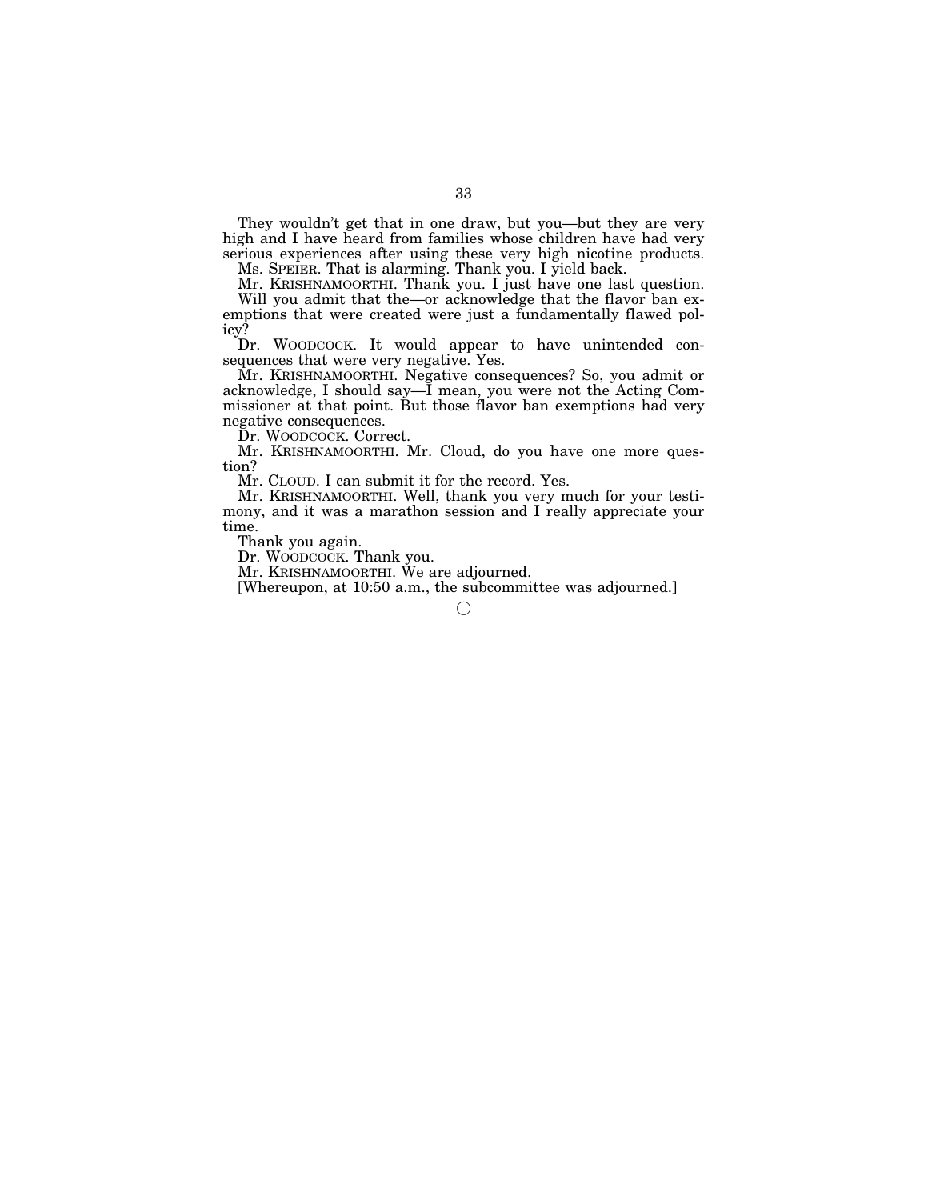They wouldn't get that in one draw, but you—but they are very high and I have heard from families whose children have had very serious experiences after using these very high nicotine products.

Ms. SPEIER. That is alarming. Thank you. I yield back.

Mr. KRISHNAMOORTHI. Thank you. I just have one last question. Will you admit that the—or acknowledge that the flavor ban exemptions that were created were just a fundamentally flawed policy?

Dr. WOODCOCK. It would appear to have unintended consequences that were very negative. Yes.

Mr. KRISHNAMOORTHI. Negative consequences? So, you admit or acknowledge, I should say—I mean, you were not the Acting Commissioner at that point. But those flavor ban exemptions had very negative consequences.

Dr. WOODCOCK. Correct.

Mr. KRISHNAMOORTHI. Mr. Cloud, do you have one more question?

Mr. CLOUD. I can submit it for the record. Yes.

Mr. KRISHNAMOORTHI. Well, thank you very much for your testimony, and it was a marathon session and I really appreciate your time.

Thank you again.

Dr. WOODCOCK. Thank you.

Mr. KRISHNAMOORTHI. We are adjourned.

[Whereupon, at 10:50 a.m., the subcommittee was adjourned.]

○